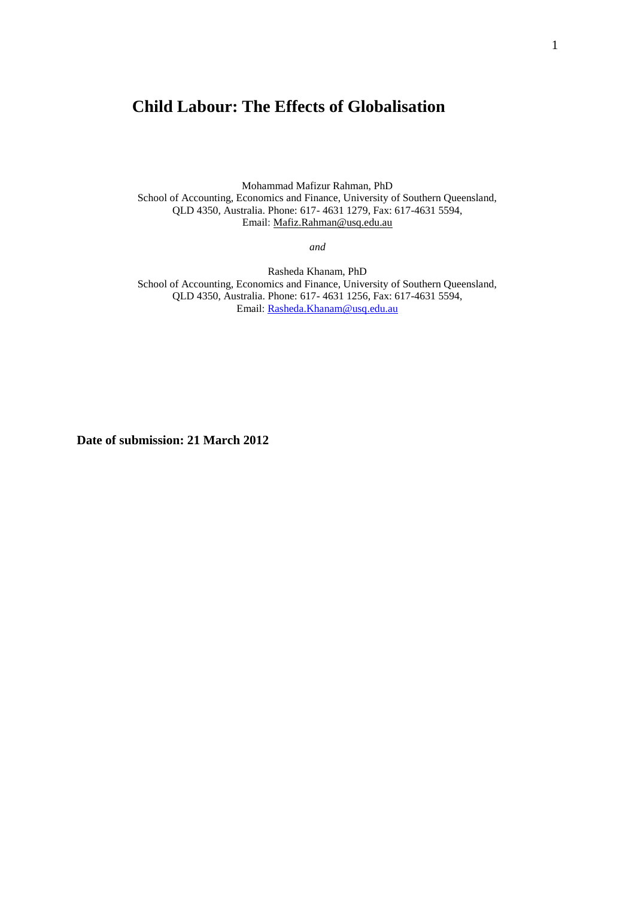# Child Labour: The Effects of Globalisation

Mohammad Mafizur Rahman, PhD
School of Accounting, Economics and Finance, University of Southern Queensland, QLD 4350, Australia. Phone: 617- 4631 1279, Fax: 617-4631 5594,
Email: Mafiz.Rahman@usq.edu.au

*and*

Rasheda Khanam, PhD
School of Accounting, Economics and Finance, University of Southern Queensland, QLD 4350, Australia. Phone: 617- 4631 1256, Fax: 617-4631 5594,
Email: Rasheda.Khanam@usq.edu.au

**Date of submission: 21 March 2012**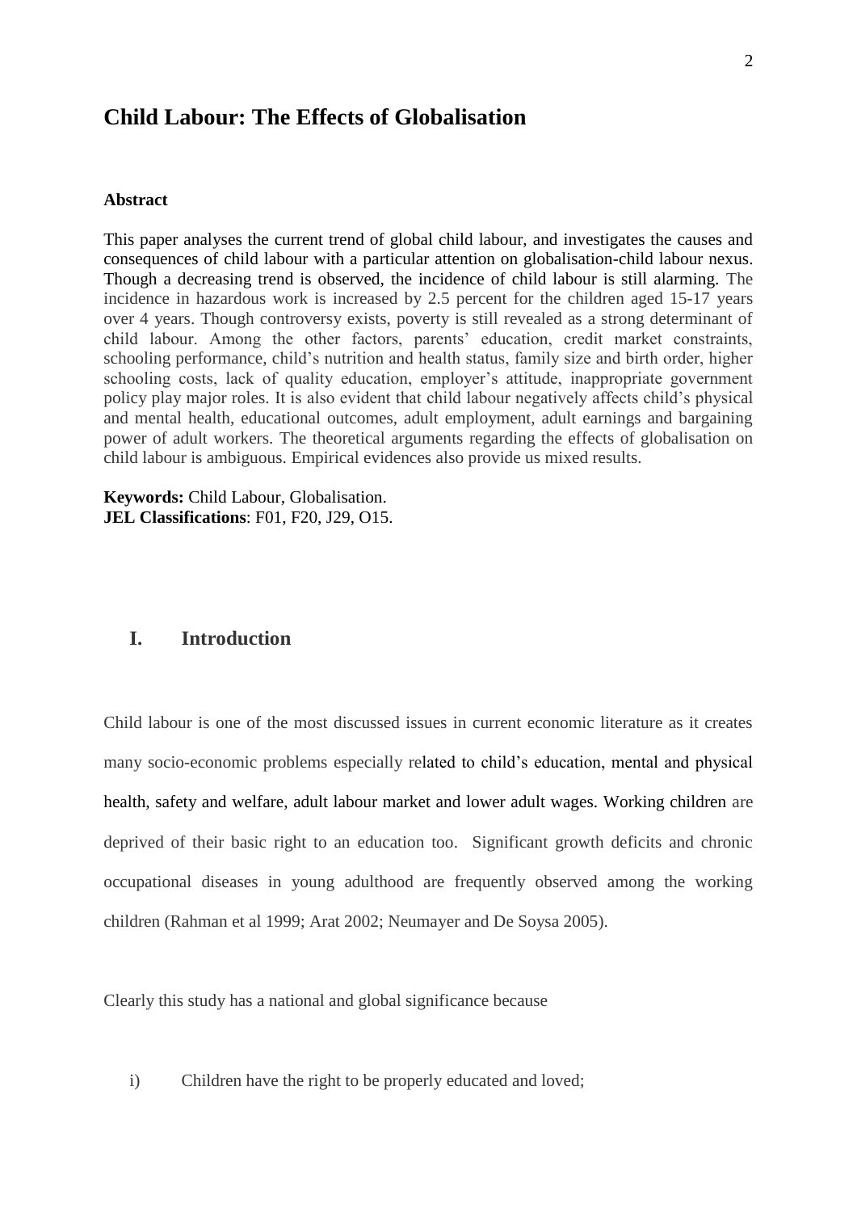# Child Labour: The Effects of Globalisation

**Abstract**

This paper analyses the current trend of global child labour, and investigates the causes and consequences of child labour with a particular attention on globalisation-child labour nexus. Though a decreasing trend is observed, the incidence of child labour is still alarming. The incidence in hazardous work is increased by 2.5 percent for the children aged 15-17 years over 4 years. Though controversy exists, poverty is still revealed as a strong determinant of child labour. Among the other factors, parents' education, credit market constraints, schooling performance, child's nutrition and health status, family size and birth order, higher schooling costs, lack of quality education, employer's attitude, inappropriate government policy play major roles. It is also evident that child labour negatively affects child's physical and mental health, educational outcomes, adult employment, adult earnings and bargaining power of adult workers. The theoretical arguments regarding the effects of globalisation on child labour is ambiguous. Empirical evidences also provide us mixed results.

**Keywords:** Child Labour, Globalisation.
**JEL Classifications**: F01, F20, J29, O15.

## I. Introduction

Child labour is one of the most discussed issues in current economic literature as it creates many socio-economic problems especially related to child's education, mental and physical health, safety and welfare, adult labour market and lower adult wages. Working children are deprived of their basic right to an education too. Significant growth deficits and chronic occupational diseases in young adulthood are frequently observed among the working children (Rahman et al 1999; Arat 2002; Neumayer and De Soysa 2005).

Clearly this study has a national and global significance because

i) Children have the right to be properly educated and loved;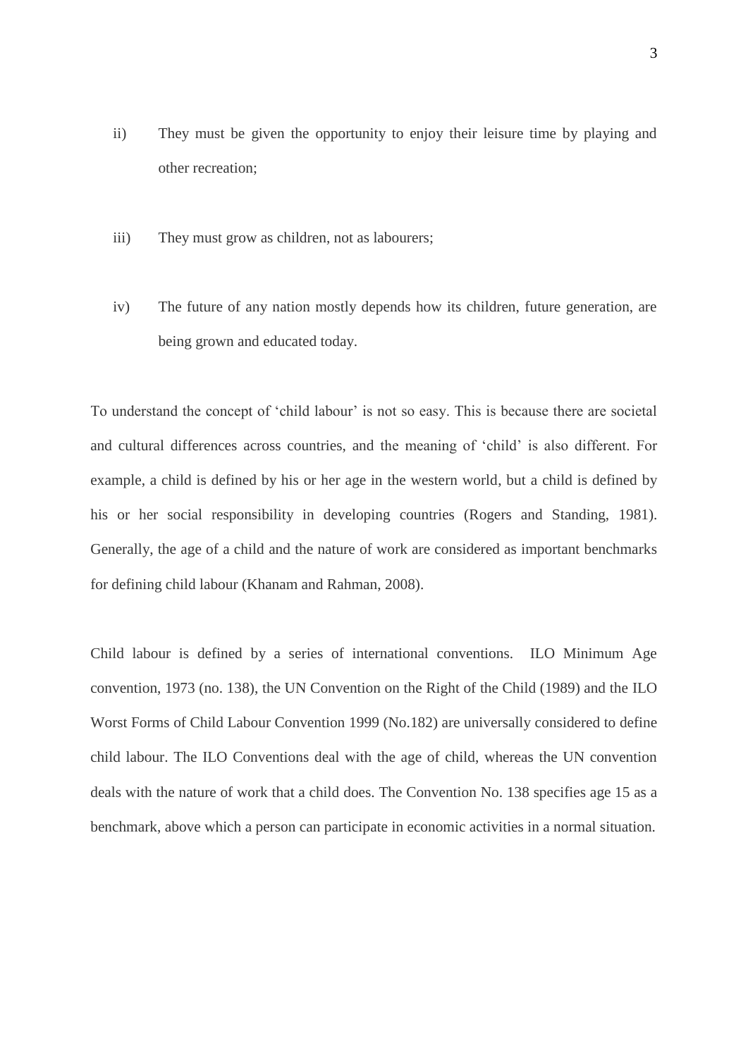ii) They must be given the opportunity to enjoy their leisure time by playing and other recreation;

iii) They must grow as children, not as labourers;

iv) The future of any nation mostly depends how its children, future generation, are being grown and educated today.

To understand the concept of 'child labour' is not so easy. This is because there are societal and cultural differences across countries, and the meaning of 'child' is also different. For example, a child is defined by his or her age in the western world, but a child is defined by his or her social responsibility in developing countries (Rogers and Standing, 1981). Generally, the age of a child and the nature of work are considered as important benchmarks for defining child labour (Khanam and Rahman, 2008).

Child labour is defined by a series of international conventions. ILO Minimum Age convention, 1973 (no. 138), the UN Convention on the Right of the Child (1989) and the ILO Worst Forms of Child Labour Convention 1999 (No.182) are universally considered to define child labour. The ILO Conventions deal with the age of child, whereas the UN convention deals with the nature of work that a child does. The Convention No. 138 specifies age 15 as a benchmark, above which a person can participate in economic activities in a normal situation.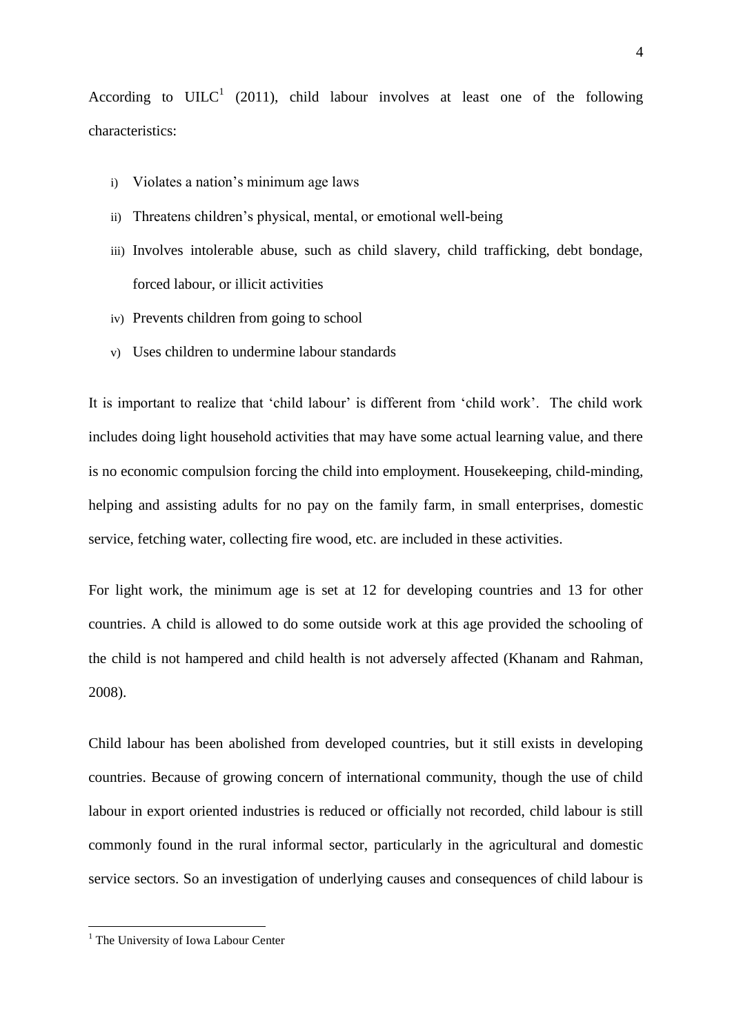According to UILC[1] (2011), child labour involves at least one of the following characteristics:

i) Violates a nation's minimum age laws
ii) Threatens children's physical, mental, or emotional well-being
iii) Involves intolerable abuse, such as child slavery, child trafficking, debt bondage, forced labour, or illicit activities
iv) Prevents children from going to school
v) Uses children to undermine labour standards

It is important to realize that 'child labour' is different from 'child work'. The child work includes doing light household activities that may have some actual learning value, and there is no economic compulsion forcing the child into employment. Housekeeping, child-minding, helping and assisting adults for no pay on the family farm, in small enterprises, domestic service, fetching water, collecting fire wood, etc. are included in these activities.

For light work, the minimum age is set at 12 for developing countries and 13 for other countries. A child is allowed to do some outside work at this age provided the schooling of the child is not hampered and child health is not adversely affected (Khanam and Rahman, 2008).

Child labour has been abolished from developed countries, but it still exists in developing countries. Because of growing concern of international community, though the use of child labour in export oriented industries is reduced or officially not recorded, child labour is still commonly found in the rural informal sector, particularly in the agricultural and domestic service sectors. So an investigation of underlying causes and consequences of child labour is

[1] The University of Iowa Labour Center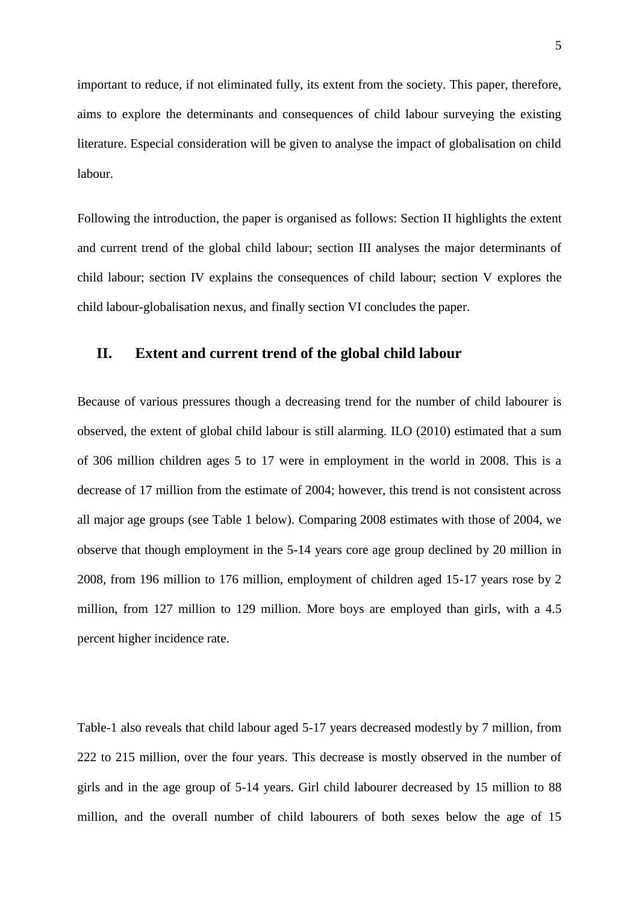important to reduce, if not eliminated fully, its extent from the society. This paper, therefore, aims to explore the determinants and consequences of child labour surveying the existing literature. Especial consideration will be given to analyse the impact of globalisation on child labour.

Following the introduction, the paper is organised as follows: Section II highlights the extent and current trend of the global child labour; section III analyses the major determinants of child labour; section IV explains the consequences of child labour; section V explores the child labour-globalisation nexus, and finally section VI concludes the paper.

## II. Extent and current trend of the global child labour

Because of various pressures though a decreasing trend for the number of child labourer is observed, the extent of global child labour is still alarming. ILO (2010) estimated that a sum of 306 million children ages 5 to 17 were in employment in the world in 2008. This is a decrease of 17 million from the estimate of 2004; however, this trend is not consistent across all major age groups (see Table 1 below). Comparing 2008 estimates with those of 2004, we observe that though employment in the 5-14 years core age group declined by 20 million in 2008, from 196 million to 176 million, employment of children aged 15-17 years rose by 2 million, from 127 million to 129 million. More boys are employed than girls, with a 4.5 percent higher incidence rate.

Table-1 also reveals that child labour aged 5-17 years decreased modestly by 7 million, from 222 to 215 million, over the four years. This decrease is mostly observed in the number of girls and in the age group of 5-14 years. Girl child labourer decreased by 15 million to 88 million, and the overall number of child labourers of both sexes below the age of 15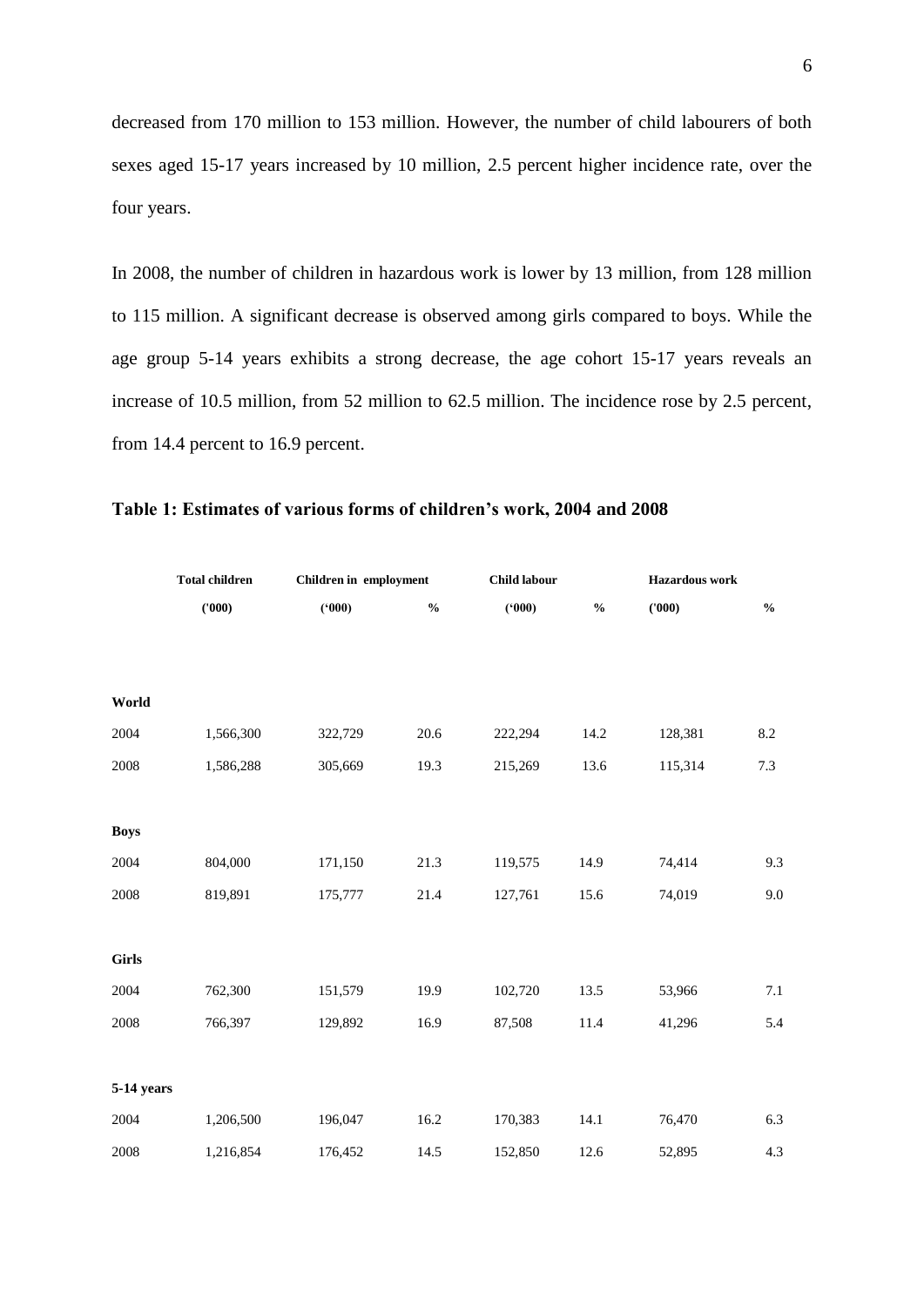decreased from 170 million to 153 million. However, the number of child labourers of both sexes aged 15-17 years increased by 10 million, 2.5 percent higher incidence rate, over the four years.

In 2008, the number of children in hazardous work is lower by 13 million, from 128 million to 115 million. A significant decrease is observed among girls compared to boys. While the age group 5-14 years exhibits a strong decrease, the age cohort 15-17 years reveals an increase of 10.5 million, from 52 million to 62.5 million. The incidence rose by 2.5 percent, from 14.4 percent to 16.9 percent.

**Table 1: Estimates of various forms of children's work, 2004 and 2008**

| | Total children | Children in employment | | Child labour | | Hazardous work | |
|---|---|---|---|---|---|---|---|
| | ('000) | ('000) | % | ('000) | % | ('000) | % |
| **World** | | | | | | | |
| 2004 | 1,566,300 | 322,729 | 20.6 | 222,294 | 14.2 | 128,381 | 8.2 |
| 2008 | 1,586,288 | 305,669 | 19.3 | 215,269 | 13.6 | 115,314 | 7.3 |
| **Boys** | | | | | | | |
| 2004 | 804,000 | 171,150 | 21.3 | 119,575 | 14.9 | 74,414 | 9.3 |
| 2008 | 819,891 | 175,777 | 21.4 | 127,761 | 15.6 | 74,019 | 9.0 |
| **Girls** | | | | | | | |
| 2004 | 762,300 | 151,579 | 19.9 | 102,720 | 13.5 | 53,966 | 7.1 |
| 2008 | 766,397 | 129,892 | 16.9 | 87,508 | 11.4 | 41,296 | 5.4 |
| **5-14 years** | | | | | | | |
| 2004 | 1,206,500 | 196,047 | 16.2 | 170,383 | 14.1 | 76,470 | 6.3 |
| 2008 | 1,216,854 | 176,452 | 14.5 | 152,850 | 12.6 | 52,895 | 4.3 |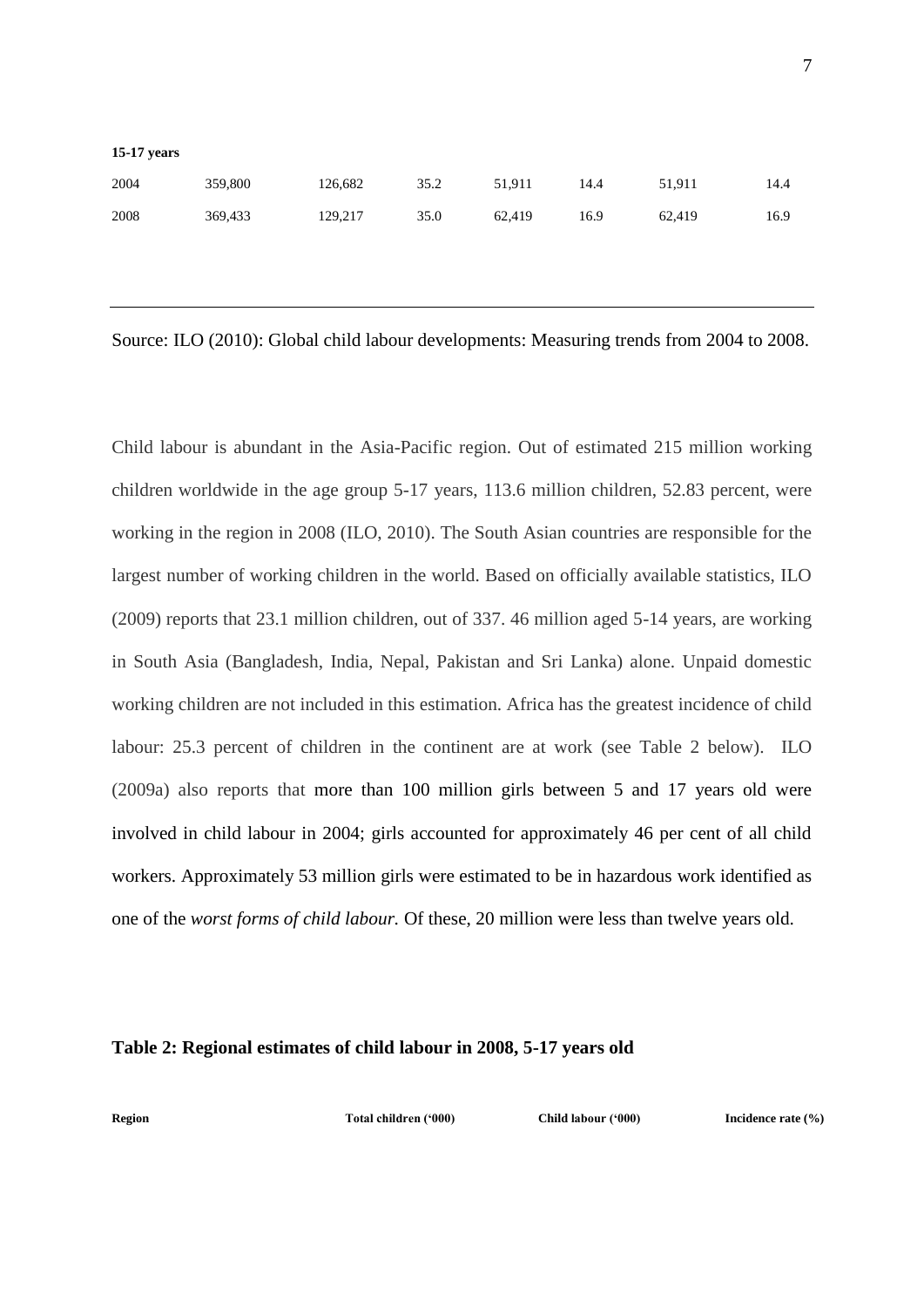| **15-17 years** | | | | | | | |
|---|---|---|---|---|---|---|---|
| 2004 | 359,800 | 126,682 | 35.2 | 51,911 | 14.4 | 51,911 | 14.4 |
| 2008 | 369,433 | 129,217 | 35.0 | 62,419 | 16.9 | 62,419 | 16.9 |

Source: ILO (2010): Global child labour developments: Measuring trends from 2004 to 2008.

Child labour is abundant in the Asia-Pacific region. Out of estimated 215 million working children worldwide in the age group 5-17 years, 113.6 million children, 52.83 percent, were working in the region in 2008 (ILO, 2010). The South Asian countries are responsible for the largest number of working children in the world. Based on officially available statistics, ILO (2009) reports that 23.1 million children, out of 337. 46 million aged 5-14 years, are working in South Asia (Bangladesh, India, Nepal, Pakistan and Sri Lanka) alone. Unpaid domestic working children are not included in this estimation. Africa has the greatest incidence of child labour: 25.3 percent of children in the continent are at work (see Table 2 below). ILO (2009a) also reports that more than 100 million girls between 5 and 17 years old were involved in child labour in 2004; girls accounted for approximately 46 per cent of all child workers. Approximately 53 million girls were estimated to be in hazardous work identified as one of the *worst forms of child labour.* Of these, 20 million were less than twelve years old.

**Table 2: Regional estimates of child labour in 2008, 5-17 years old**

| Region | Total children ('000) | Child labour ('000) | Incidence rate (%) |
|---|---|---|---|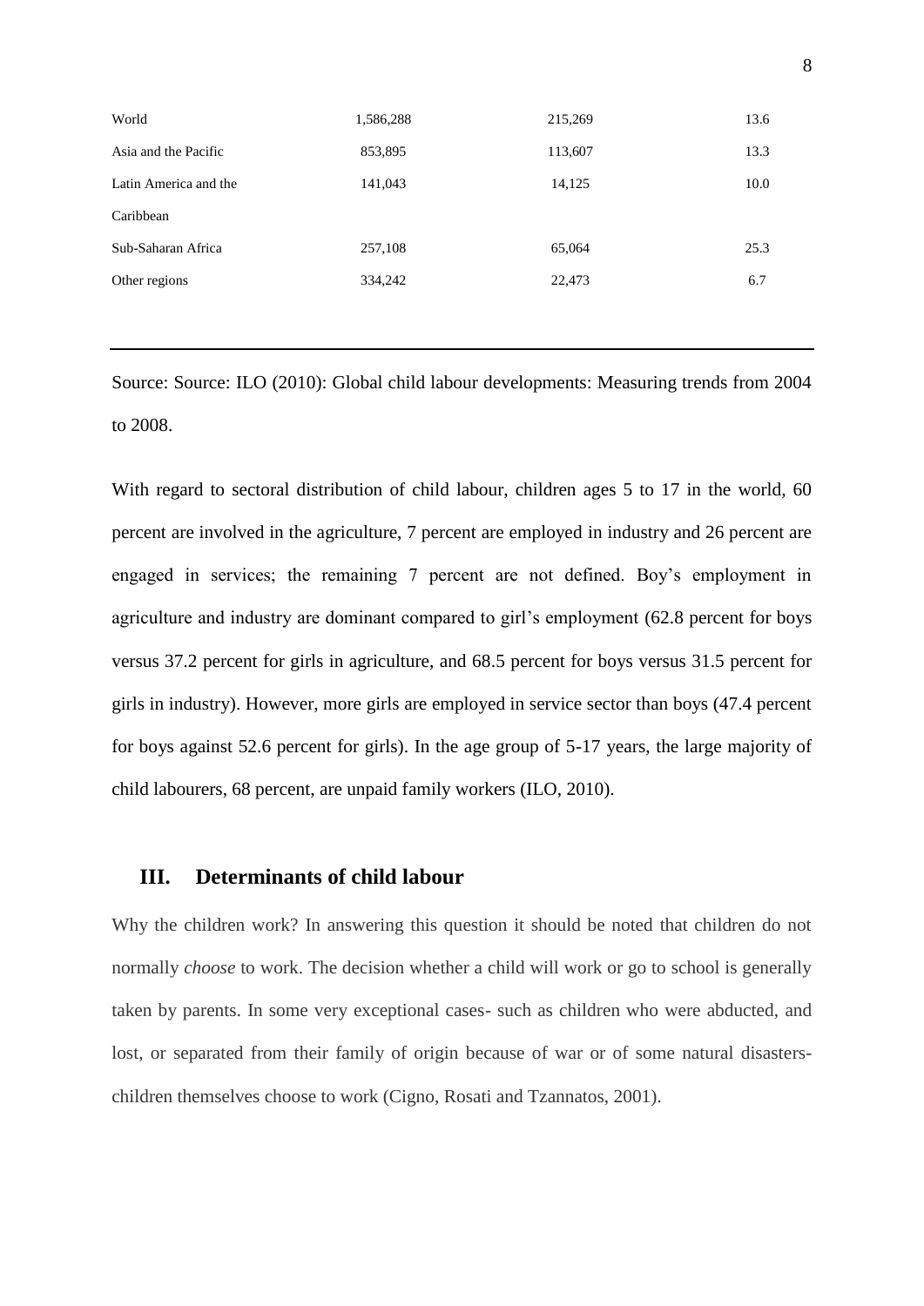| | | | |
|---|---|---|---|
| World | 1,586,288 | 215,269 | 13.6 |
| Asia and the Pacific | 853,895 | 113,607 | 13.3 |
| Latin America and the Caribbean | 141,043 | 14,125 | 10.0 |
| Sub-Saharan Africa | 257,108 | 65,064 | 25.3 |
| Other regions | 334,242 | 22,473 | 6.7 |

Source: Source: ILO (2010): Global child labour developments: Measuring trends from 2004 to 2008.

With regard to sectoral distribution of child labour, children ages 5 to 17 in the world, 60 percent are involved in the agriculture, 7 percent are employed in industry and 26 percent are engaged in services; the remaining 7 percent are not defined. Boy's employment in agriculture and industry are dominant compared to girl's employment (62.8 percent for boys versus 37.2 percent for girls in agriculture, and 68.5 percent for boys versus 31.5 percent for girls in industry). However, more girls are employed in service sector than boys (47.4 percent for boys against 52.6 percent for girls). In the age group of 5-17 years, the large majority of child labourers, 68 percent, are unpaid family workers (ILO, 2010).

## III. Determinants of child labour

Why the children work? In answering this question it should be noted that children do not normally *choose* to work. The decision whether a child will work or go to school is generally taken by parents. In some very exceptional cases- such as children who were abducted, and lost, or separated from their family of origin because of war or of some natural disasters- children themselves choose to work (Cigno, Rosati and Tzannatos, 2001).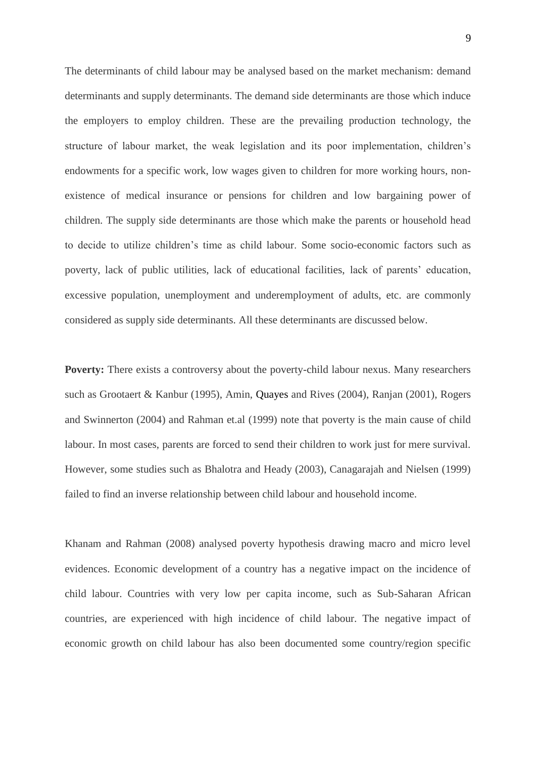The determinants of child labour may be analysed based on the market mechanism: demand determinants and supply determinants. The demand side determinants are those which induce the employers to employ children. These are the prevailing production technology, the structure of labour market, the weak legislation and its poor implementation, children's endowments for a specific work, low wages given to children for more working hours, non-existence of medical insurance or pensions for children and low bargaining power of children. The supply side determinants are those which make the parents or household head to decide to utilize children's time as child labour. Some socio-economic factors such as poverty, lack of public utilities, lack of educational facilities, lack of parents' education, excessive population, unemployment and underemployment of adults, etc. are commonly considered as supply side determinants. All these determinants are discussed below.

**Poverty:** There exists a controversy about the poverty-child labour nexus. Many researchers such as Grootaert & Kanbur (1995), Amin, Quayes and Rives (2004), Ranjan (2001), Rogers and Swinnerton (2004) and Rahman et.al (1999) note that poverty is the main cause of child labour. In most cases, parents are forced to send their children to work just for mere survival. However, some studies such as Bhalotra and Heady (2003), Canagarajah and Nielsen (1999) failed to find an inverse relationship between child labour and household income.

Khanam and Rahman (2008) analysed poverty hypothesis drawing macro and micro level evidences. Economic development of a country has a negative impact on the incidence of child labour. Countries with very low per capita income, such as Sub-Saharan African countries, are experienced with high incidence of child labour. The negative impact of economic growth on child labour has also been documented some country/region specific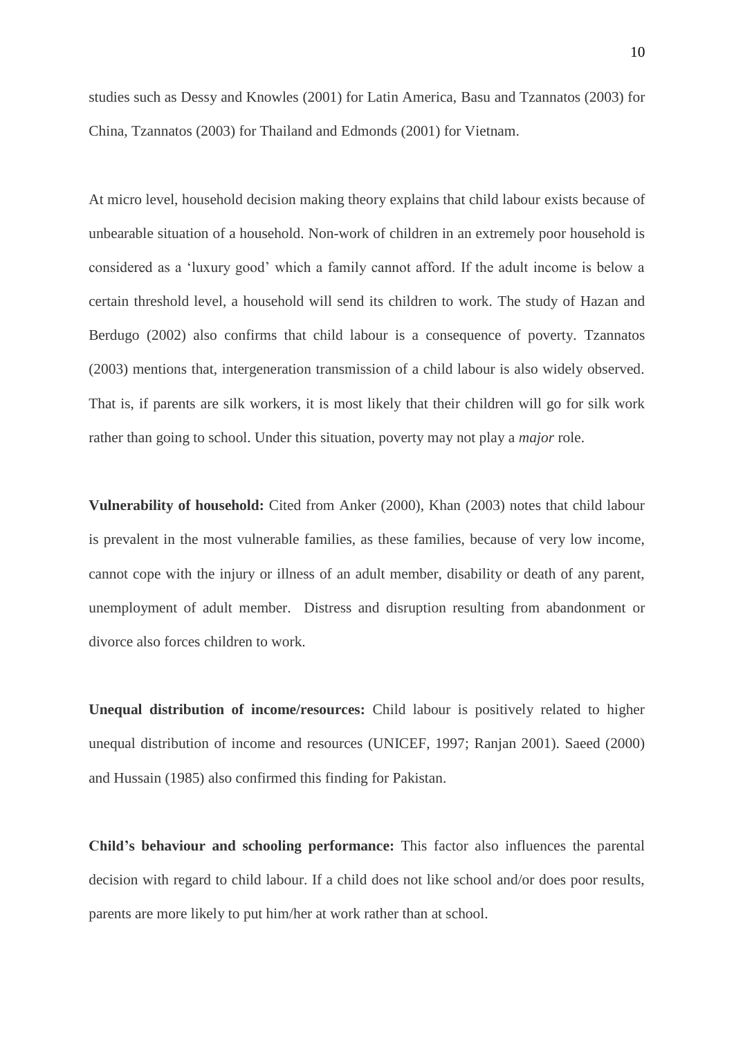studies such as Dessy and Knowles (2001) for Latin America, Basu and Tzannatos (2003) for China, Tzannatos (2003) for Thailand and Edmonds (2001) for Vietnam.

At micro level, household decision making theory explains that child labour exists because of unbearable situation of a household. Non-work of children in an extremely poor household is considered as a 'luxury good' which a family cannot afford. If the adult income is below a certain threshold level, a household will send its children to work. The study of Hazan and Berdugo (2002) also confirms that child labour is a consequence of poverty. Tzannatos (2003) mentions that, intergeneration transmission of a child labour is also widely observed. That is, if parents are silk workers, it is most likely that their children will go for silk work rather than going to school. Under this situation, poverty may not play a *major* role.

**Vulnerability of household:** Cited from Anker (2000), Khan (2003) notes that child labour is prevalent in the most vulnerable families, as these families, because of very low income, cannot cope with the injury or illness of an adult member, disability or death of any parent, unemployment of adult member. Distress and disruption resulting from abandonment or divorce also forces children to work.

**Unequal distribution of income/resources:** Child labour is positively related to higher unequal distribution of income and resources (UNICEF, 1997; Ranjan 2001). Saeed (2000) and Hussain (1985) also confirmed this finding for Pakistan.

**Child's behaviour and schooling performance:** This factor also influences the parental decision with regard to child labour. If a child does not like school and/or does poor results, parents are more likely to put him/her at work rather than at school.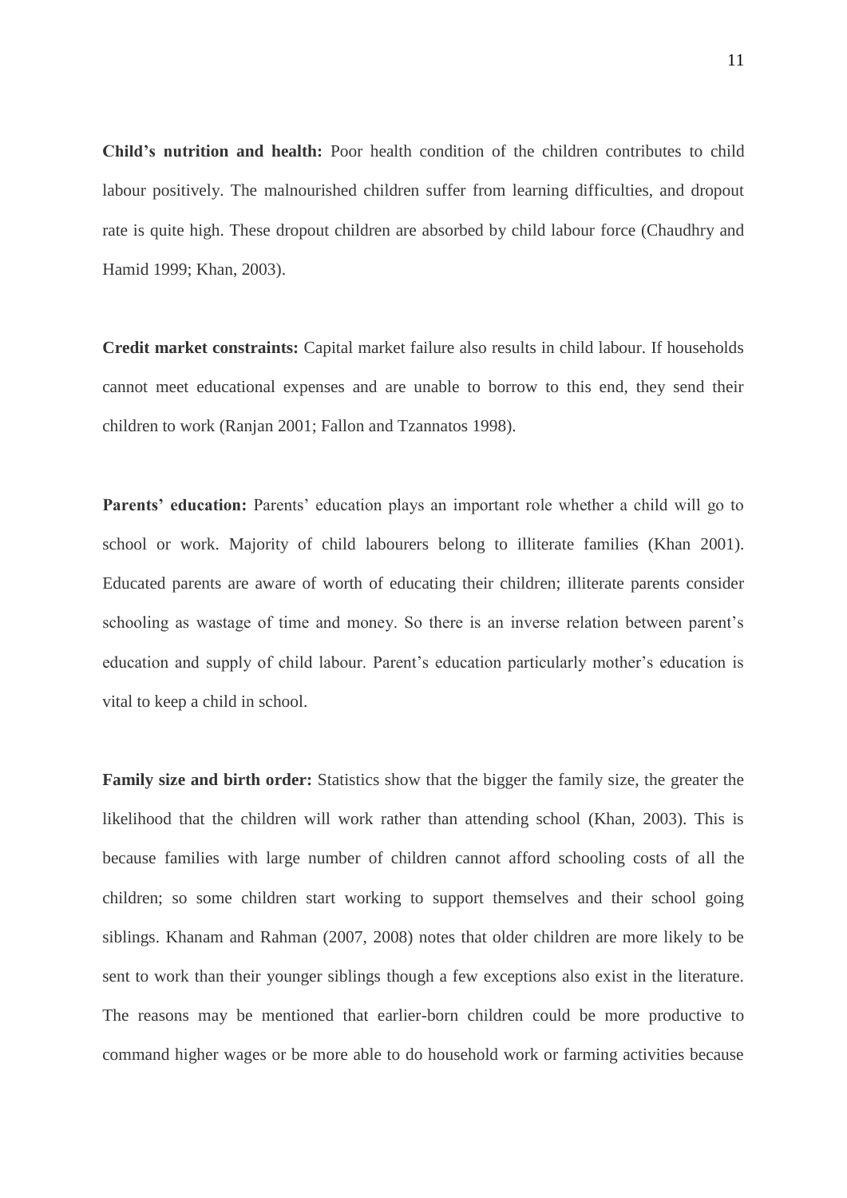**Child's nutrition and health:** Poor health condition of the children contributes to child labour positively. The malnourished children suffer from learning difficulties, and dropout rate is quite high. These dropout children are absorbed by child labour force (Chaudhry and Hamid 1999; Khan, 2003).

**Credit market constraints:** Capital market failure also results in child labour. If households cannot meet educational expenses and are unable to borrow to this end, they send their children to work (Ranjan 2001; Fallon and Tzannatos 1998).

**Parents' education:** Parents' education plays an important role whether a child will go to school or work. Majority of child labourers belong to illiterate families (Khan 2001). Educated parents are aware of worth of educating their children; illiterate parents consider schooling as wastage of time and money. So there is an inverse relation between parent's education and supply of child labour. Parent's education particularly mother's education is vital to keep a child in school.

**Family size and birth order:** Statistics show that the bigger the family size, the greater the likelihood that the children will work rather than attending school (Khan, 2003). This is because families with large number of children cannot afford schooling costs of all the children; so some children start working to support themselves and their school going siblings. Khanam and Rahman (2007, 2008) notes that older children are more likely to be sent to work than their younger siblings though a few exceptions also exist in the literature. The reasons may be mentioned that earlier-born children could be more productive to command higher wages or be more able to do household work or farming activities because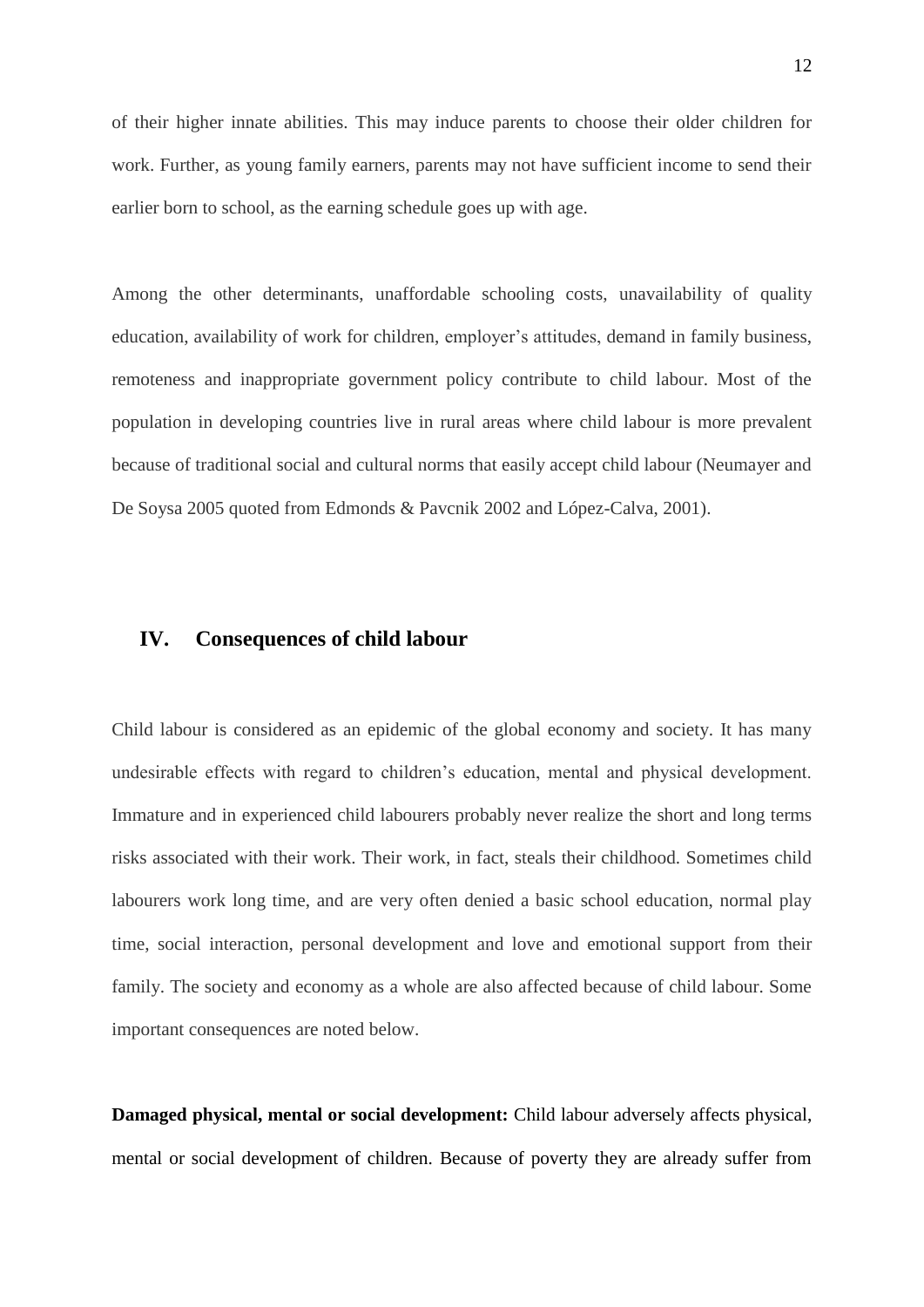of their higher innate abilities. This may induce parents to choose their older children for work. Further, as young family earners, parents may not have sufficient income to send their earlier born to school, as the earning schedule goes up with age.

Among the other determinants, unaffordable schooling costs, unavailability of quality education, availability of work for children, employer's attitudes, demand in family business, remoteness and inappropriate government policy contribute to child labour. Most of the population in developing countries live in rural areas where child labour is more prevalent because of traditional social and cultural norms that easily accept child labour (Neumayer and De Soysa 2005 quoted from Edmonds & Pavcnik 2002 and López-Calva, 2001).

## IV. Consequences of child labour

Child labour is considered as an epidemic of the global economy and society. It has many undesirable effects with regard to children's education, mental and physical development. Immature and in experienced child labourers probably never realize the short and long terms risks associated with their work. Their work, in fact, steals their childhood. Sometimes child labourers work long time, and are very often denied a basic school education, normal play time, social interaction, personal development and love and emotional support from their family. The society and economy as a whole are also affected because of child labour. Some important consequences are noted below.

**Damaged physical, mental or social development:** Child labour adversely affects physical, mental or social development of children. Because of poverty they are already suffer from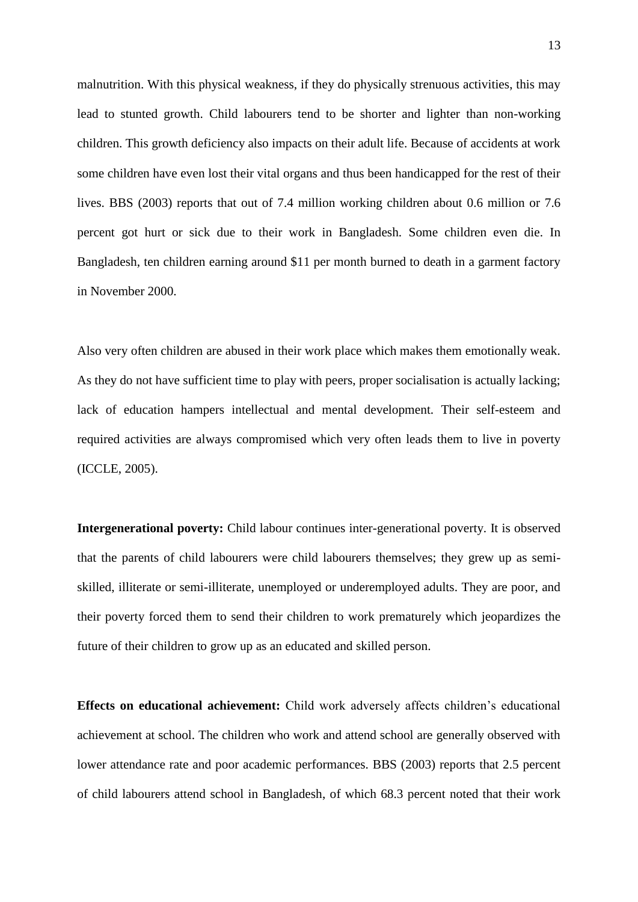malnutrition. With this physical weakness, if they do physically strenuous activities, this may lead to stunted growth. Child labourers tend to be shorter and lighter than non-working children. This growth deficiency also impacts on their adult life. Because of accidents at work some children have even lost their vital organs and thus been handicapped for the rest of their lives. BBS (2003) reports that out of 7.4 million working children about 0.6 million or 7.6 percent got hurt or sick due to their work in Bangladesh. Some children even die. In Bangladesh, ten children earning around $11 per month burned to death in a garment factory in November 2000.

Also very often children are abused in their work place which makes them emotionally weak. As they do not have sufficient time to play with peers, proper socialisation is actually lacking; lack of education hampers intellectual and mental development. Their self-esteem and required activities are always compromised which very often leads them to live in poverty (ICCLE, 2005).

**Intergenerational poverty:** Child labour continues inter-generational poverty. It is observed that the parents of child labourers were child labourers themselves; they grew up as semi-skilled, illiterate or semi-illiterate, unemployed or underemployed adults. They are poor, and their poverty forced them to send their children to work prematurely which jeopardizes the future of their children to grow up as an educated and skilled person.

**Effects on educational achievement:** Child work adversely affects children's educational achievement at school. The children who work and attend school are generally observed with lower attendance rate and poor academic performances. BBS (2003) reports that 2.5 percent of child labourers attend school in Bangladesh, of which 68.3 percent noted that their work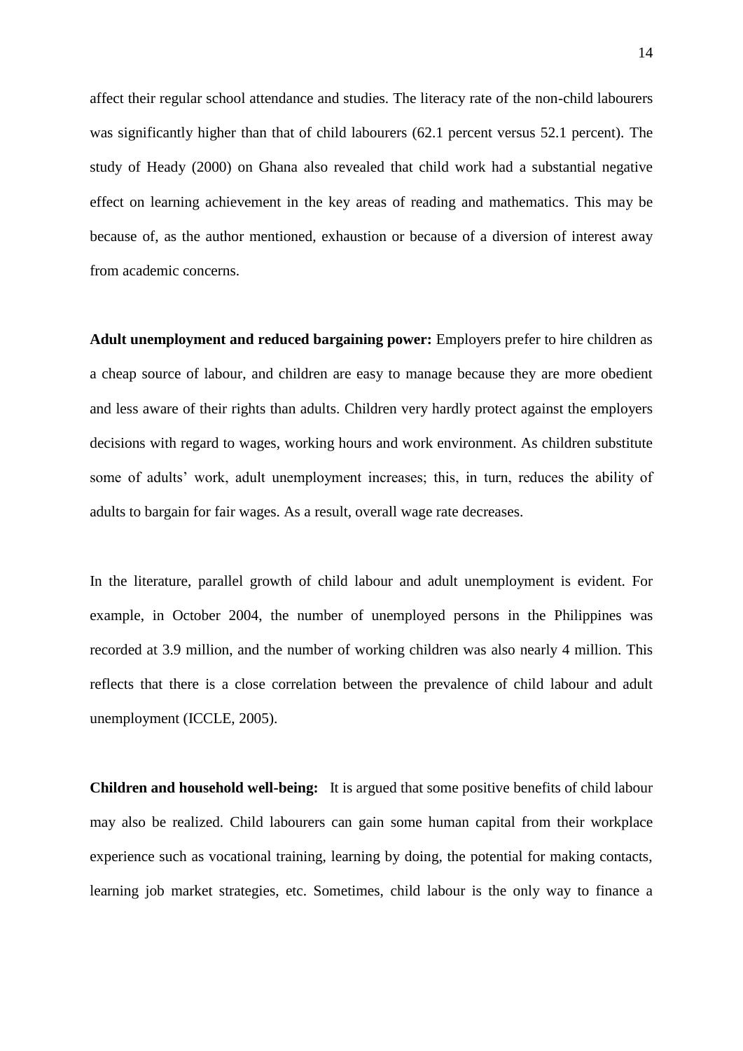affect their regular school attendance and studies. The literacy rate of the non-child labourers was significantly higher than that of child labourers (62.1 percent versus 52.1 percent). The study of Heady (2000) on Ghana also revealed that child work had a substantial negative effect on learning achievement in the key areas of reading and mathematics. This may be because of, as the author mentioned, exhaustion or because of a diversion of interest away from academic concerns.

**Adult unemployment and reduced bargaining power:** Employers prefer to hire children as a cheap source of labour, and children are easy to manage because they are more obedient and less aware of their rights than adults. Children very hardly protect against the employers decisions with regard to wages, working hours and work environment. As children substitute some of adults' work, adult unemployment increases; this, in turn, reduces the ability of adults to bargain for fair wages. As a result, overall wage rate decreases.

In the literature, parallel growth of child labour and adult unemployment is evident. For example, in October 2004, the number of unemployed persons in the Philippines was recorded at 3.9 million, and the number of working children was also nearly 4 million. This reflects that there is a close correlation between the prevalence of child labour and adult unemployment (ICCLE, 2005).

**Children and household well-being:** It is argued that some positive benefits of child labour may also be realized. Child labourers can gain some human capital from their workplace experience such as vocational training, learning by doing, the potential for making contacts, learning job market strategies, etc. Sometimes, child labour is the only way to finance a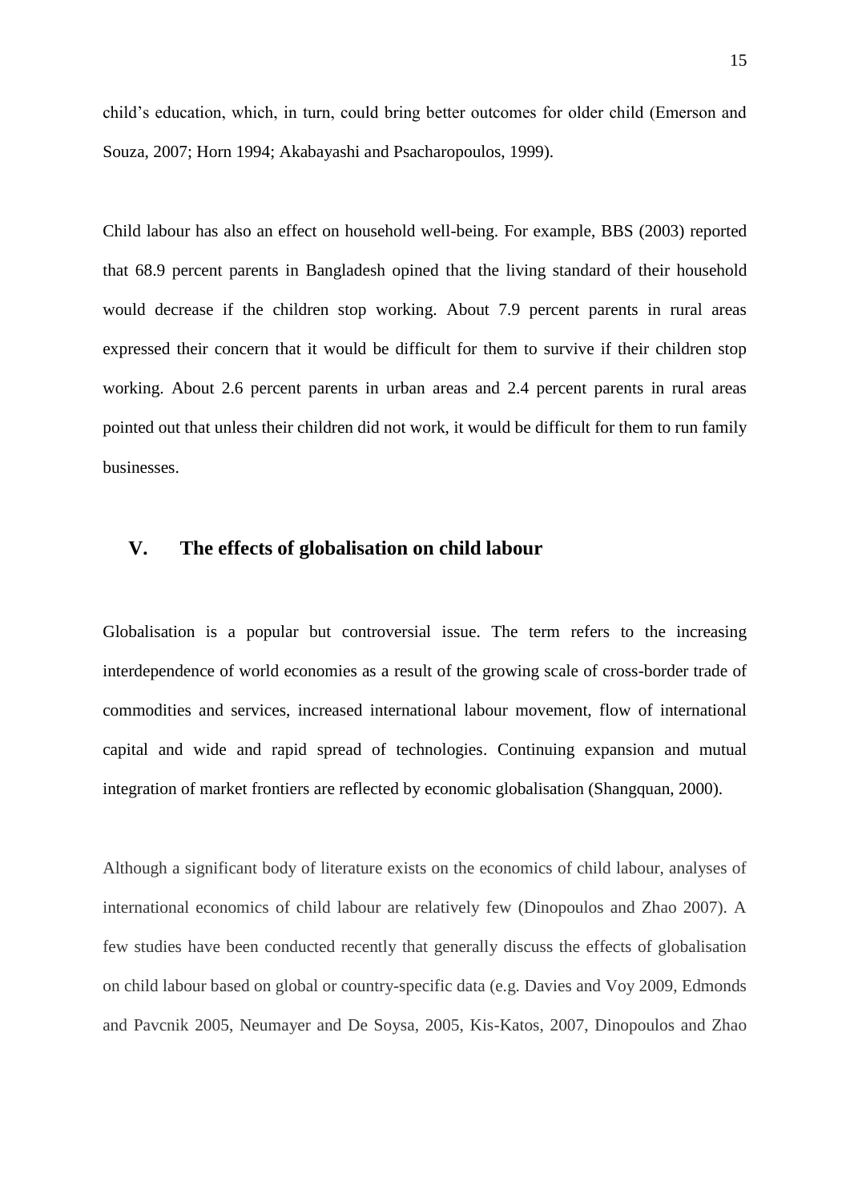child's education, which, in turn, could bring better outcomes for older child (Emerson and Souza, 2007; Horn 1994; Akabayashi and Psacharopoulos, 1999).

Child labour has also an effect on household well-being. For example, BBS (2003) reported that 68.9 percent parents in Bangladesh opined that the living standard of their household would decrease if the children stop working. About 7.9 percent parents in rural areas expressed their concern that it would be difficult for them to survive if their children stop working. About 2.6 percent parents in urban areas and 2.4 percent parents in rural areas pointed out that unless their children did not work, it would be difficult for them to run family businesses.

## V. The effects of globalisation on child labour

Globalisation is a popular but controversial issue. The term refers to the increasing interdependence of world economies as a result of the growing scale of cross-border trade of commodities and services, increased international labour movement, flow of international capital and wide and rapid spread of technologies. Continuing expansion and mutual integration of market frontiers are reflected by economic globalisation (Shangquan, 2000).

Although a significant body of literature exists on the economics of child labour, analyses of international economics of child labour are relatively few (Dinopoulos and Zhao 2007). A few studies have been conducted recently that generally discuss the effects of globalisation on child labour based on global or country-specific data (e.g. Davies and Voy 2009, Edmonds and Pavcnik 2005, Neumayer and De Soysa, 2005, Kis-Katos, 2007, Dinopoulos and Zhao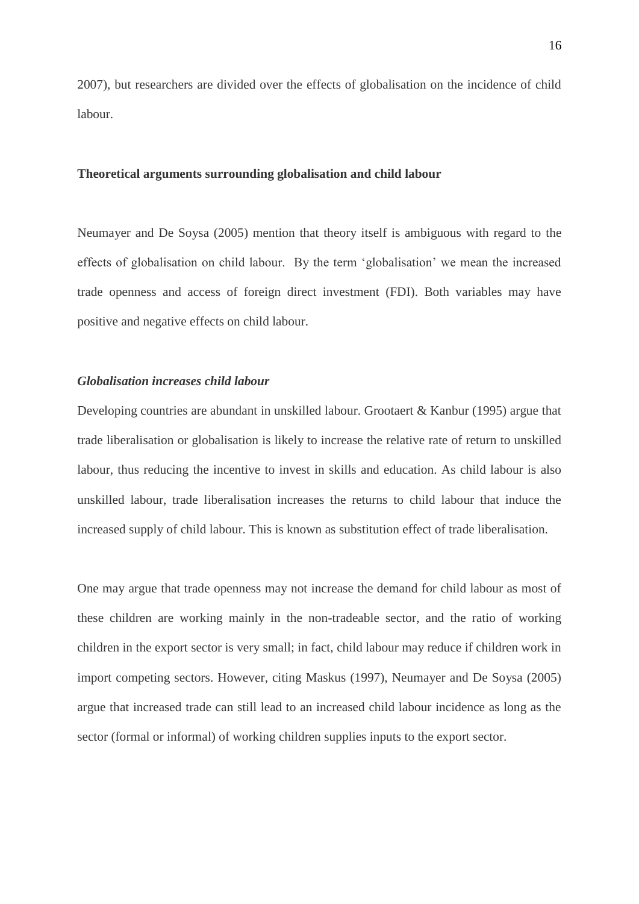2007), but researchers are divided over the effects of globalisation on the incidence of child labour.

**Theoretical arguments surrounding globalisation and child labour**

Neumayer and De Soysa (2005) mention that theory itself is ambiguous with regard to the effects of globalisation on child labour. By the term 'globalisation' we mean the increased trade openness and access of foreign direct investment (FDI). Both variables may have positive and negative effects on child labour.

***Globalisation increases child labour***

Developing countries are abundant in unskilled labour. Grootaert & Kanbur (1995) argue that trade liberalisation or globalisation is likely to increase the relative rate of return to unskilled labour, thus reducing the incentive to invest in skills and education. As child labour is also unskilled labour, trade liberalisation increases the returns to child labour that induce the increased supply of child labour. This is known as substitution effect of trade liberalisation.

One may argue that trade openness may not increase the demand for child labour as most of these children are working mainly in the non-tradeable sector, and the ratio of working children in the export sector is very small; in fact, child labour may reduce if children work in import competing sectors. However, citing Maskus (1997), Neumayer and De Soysa (2005) argue that increased trade can still lead to an increased child labour incidence as long as the sector (formal or informal) of working children supplies inputs to the export sector.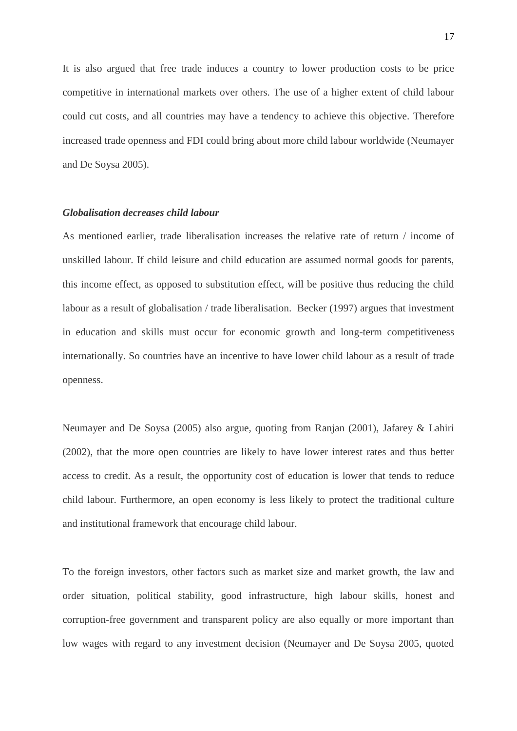It is also argued that free trade induces a country to lower production costs to be price competitive in international markets over others. The use of a higher extent of child labour could cut costs, and all countries may have a tendency to achieve this objective. Therefore increased trade openness and FDI could bring about more child labour worldwide (Neumayer and De Soysa 2005).

***Globalisation decreases child labour***

As mentioned earlier, trade liberalisation increases the relative rate of return / income of unskilled labour. If child leisure and child education are assumed normal goods for parents, this income effect, as opposed to substitution effect, will be positive thus reducing the child labour as a result of globalisation / trade liberalisation. Becker (1997) argues that investment in education and skills must occur for economic growth and long-term competitiveness internationally. So countries have an incentive to have lower child labour as a result of trade openness.

Neumayer and De Soysa (2005) also argue, quoting from Ranjan (2001), Jafarey & Lahiri (2002), that the more open countries are likely to have lower interest rates and thus better access to credit. As a result, the opportunity cost of education is lower that tends to reduce child labour. Furthermore, an open economy is less likely to protect the traditional culture and institutional framework that encourage child labour.

To the foreign investors, other factors such as market size and market growth, the law and order situation, political stability, good infrastructure, high labour skills, honest and corruption-free government and transparent policy are also equally or more important than low wages with regard to any investment decision (Neumayer and De Soysa 2005, quoted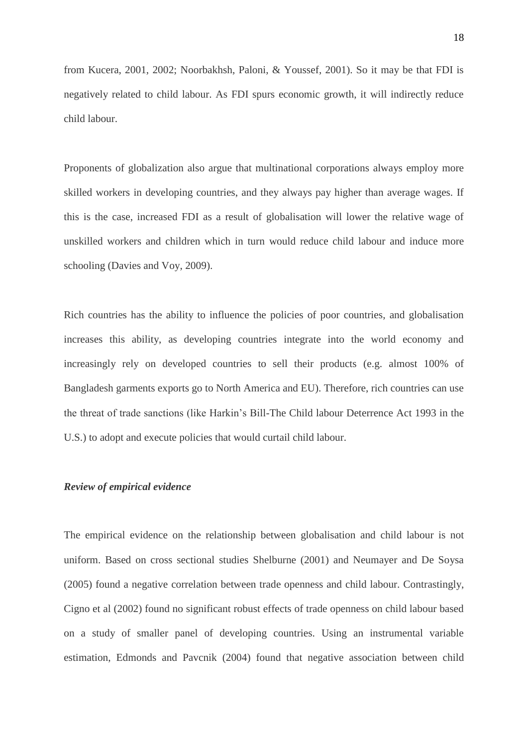from Kucera, 2001, 2002; Noorbakhsh, Paloni, & Youssef, 2001). So it may be that FDI is negatively related to child labour. As FDI spurs economic growth, it will indirectly reduce child labour.

Proponents of globalization also argue that multinational corporations always employ more skilled workers in developing countries, and they always pay higher than average wages. If this is the case, increased FDI as a result of globalisation will lower the relative wage of unskilled workers and children which in turn would reduce child labour and induce more schooling (Davies and Voy, 2009).

Rich countries has the ability to influence the policies of poor countries, and globalisation increases this ability, as developing countries integrate into the world economy and increasingly rely on developed countries to sell their products (e.g. almost 100% of Bangladesh garments exports go to North America and EU). Therefore, rich countries can use the threat of trade sanctions (like Harkin's Bill-The Child labour Deterrence Act 1993 in the U.S.) to adopt and execute policies that would curtail child labour.

***Review of empirical evidence***

The empirical evidence on the relationship between globalisation and child labour is not uniform. Based on cross sectional studies Shelburne (2001) and Neumayer and De Soysa (2005) found a negative correlation between trade openness and child labour. Contrastingly, Cigno et al (2002) found no significant robust effects of trade openness on child labour based on a study of smaller panel of developing countries. Using an instrumental variable estimation, Edmonds and Pavcnik (2004) found that negative association between child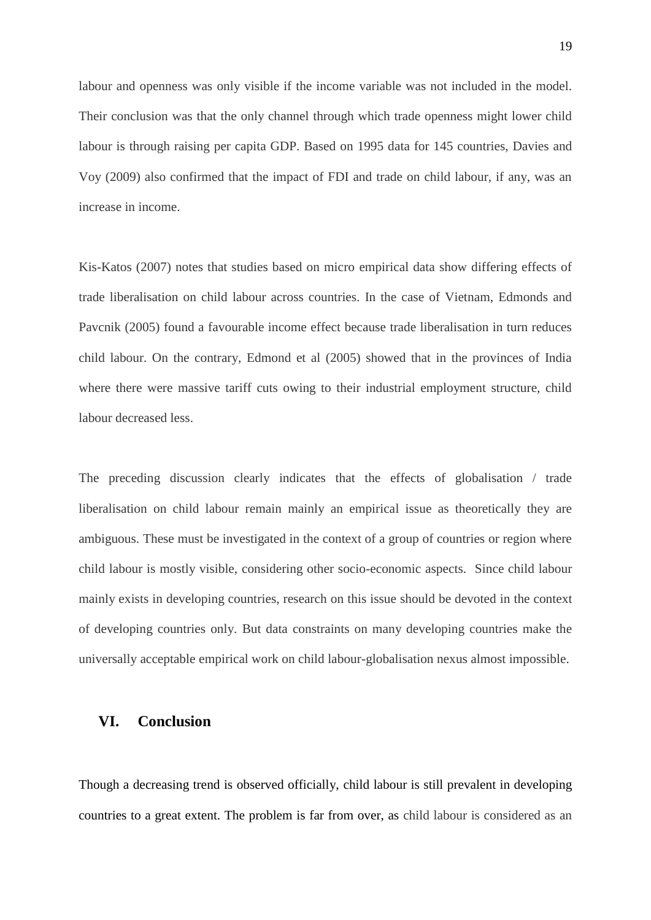labour and openness was only visible if the income variable was not included in the model. Their conclusion was that the only channel through which trade openness might lower child labour is through raising per capita GDP. Based on 1995 data for 145 countries, Davies and Voy (2009) also confirmed that the impact of FDI and trade on child labour, if any, was an increase in income.

Kis-Katos (2007) notes that studies based on micro empirical data show differing effects of trade liberalisation on child labour across countries. In the case of Vietnam, Edmonds and Pavcnik (2005) found a favourable income effect because trade liberalisation in turn reduces child labour. On the contrary, Edmond et al (2005) showed that in the provinces of India where there were massive tariff cuts owing to their industrial employment structure, child labour decreased less.

The preceding discussion clearly indicates that the effects of globalisation / trade liberalisation on child labour remain mainly an empirical issue as theoretically they are ambiguous. These must be investigated in the context of a group of countries or region where child labour is mostly visible, considering other socio-economic aspects. Since child labour mainly exists in developing countries, research on this issue should be devoted in the context of developing countries only. But data constraints on many developing countries make the universally acceptable empirical work on child labour-globalisation nexus almost impossible.

## VI. Conclusion

Though a decreasing trend is observed officially, child labour is still prevalent in developing countries to a great extent. The problem is far from over, as child labour is considered as an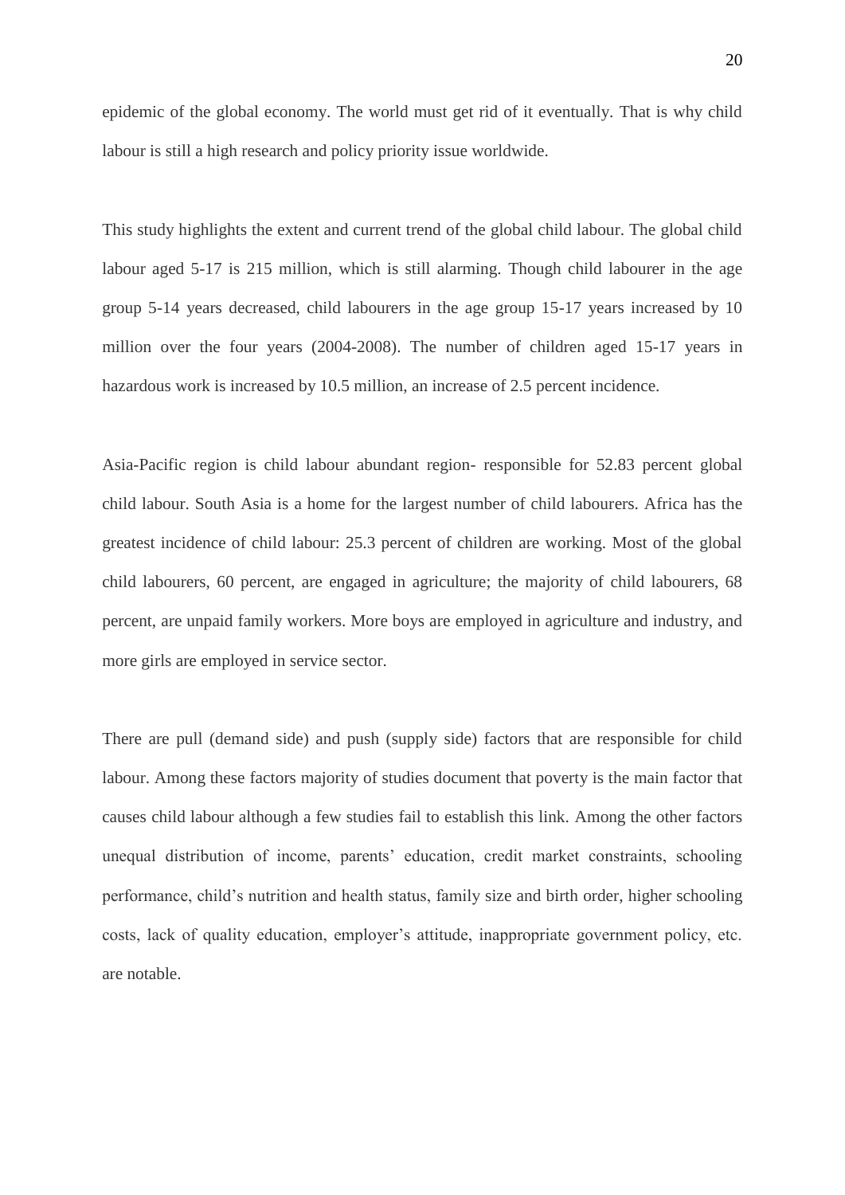epidemic of the global economy. The world must get rid of it eventually. That is why child labour is still a high research and policy priority issue worldwide.

This study highlights the extent and current trend of the global child labour. The global child labour aged 5-17 is 215 million, which is still alarming. Though child labourer in the age group 5-14 years decreased, child labourers in the age group 15-17 years increased by 10 million over the four years (2004-2008). The number of children aged 15-17 years in hazardous work is increased by 10.5 million, an increase of 2.5 percent incidence.

Asia-Pacific region is child labour abundant region- responsible for 52.83 percent global child labour. South Asia is a home for the largest number of child labourers. Africa has the greatest incidence of child labour: 25.3 percent of children are working. Most of the global child labourers, 60 percent, are engaged in agriculture; the majority of child labourers, 68 percent, are unpaid family workers. More boys are employed in agriculture and industry, and more girls are employed in service sector.

There are pull (demand side) and push (supply side) factors that are responsible for child labour. Among these factors majority of studies document that poverty is the main factor that causes child labour although a few studies fail to establish this link. Among the other factors unequal distribution of income, parents' education, credit market constraints, schooling performance, child's nutrition and health status, family size and birth order, higher schooling costs, lack of quality education, employer's attitude, inappropriate government policy, etc. are notable.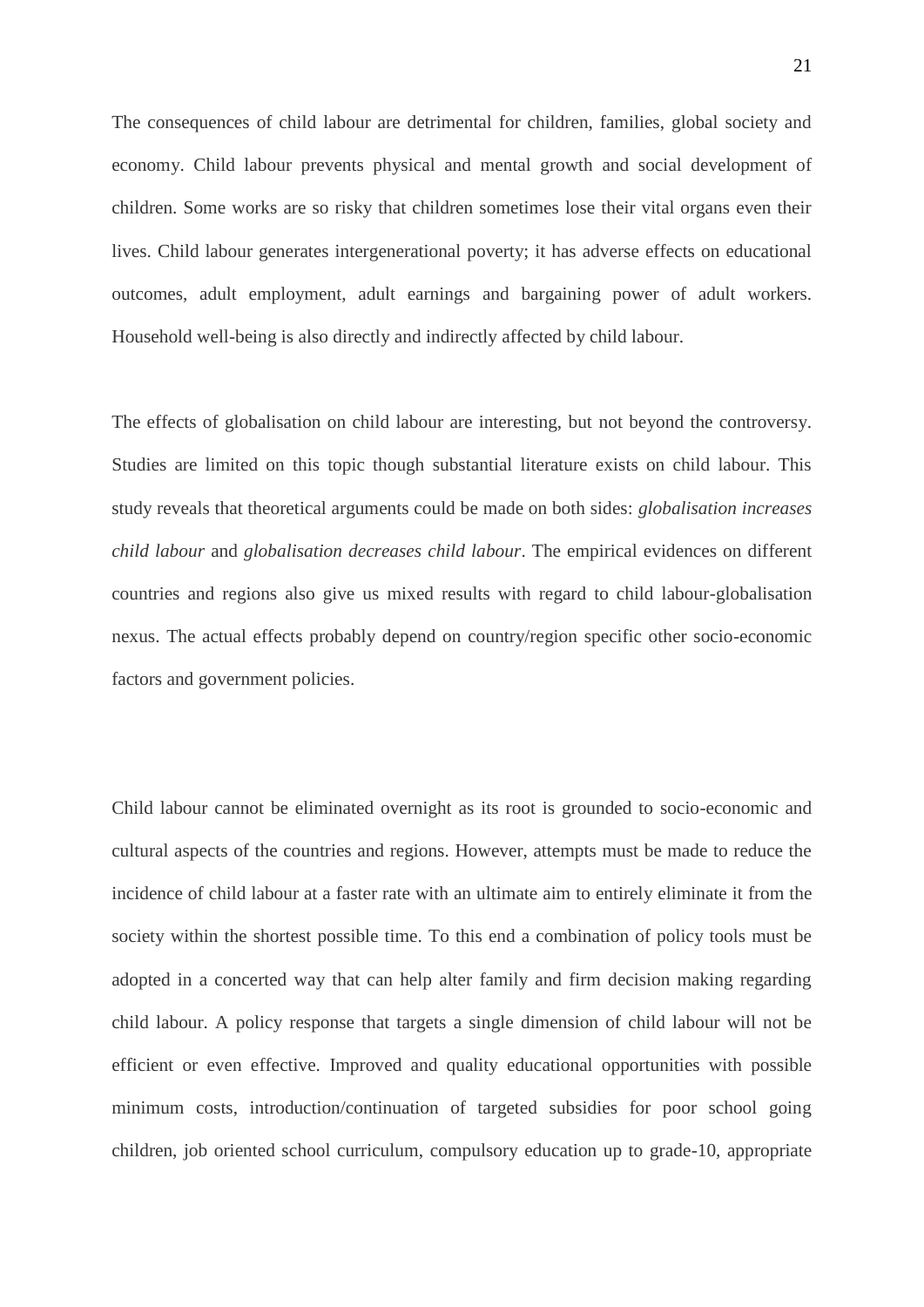The consequences of child labour are detrimental for children, families, global society and economy. Child labour prevents physical and mental growth and social development of children. Some works are so risky that children sometimes lose their vital organs even their lives. Child labour generates intergenerational poverty; it has adverse effects on educational outcomes, adult employment, adult earnings and bargaining power of adult workers. Household well-being is also directly and indirectly affected by child labour.

The effects of globalisation on child labour are interesting, but not beyond the controversy. Studies are limited on this topic though substantial literature exists on child labour. This study reveals that theoretical arguments could be made on both sides: *globalisation increases child labour* and *globalisation decreases child labour*. The empirical evidences on different countries and regions also give us mixed results with regard to child labour-globalisation nexus. The actual effects probably depend on country/region specific other socio-economic factors and government policies.

Child labour cannot be eliminated overnight as its root is grounded to socio-economic and cultural aspects of the countries and regions. However, attempts must be made to reduce the incidence of child labour at a faster rate with an ultimate aim to entirely eliminate it from the society within the shortest possible time. To this end a combination of policy tools must be adopted in a concerted way that can help alter family and firm decision making regarding child labour. A policy response that targets a single dimension of child labour will not be efficient or even effective. Improved and quality educational opportunities with possible minimum costs, introduction/continuation of targeted subsidies for poor school going children, job oriented school curriculum, compulsory education up to grade-10, appropriate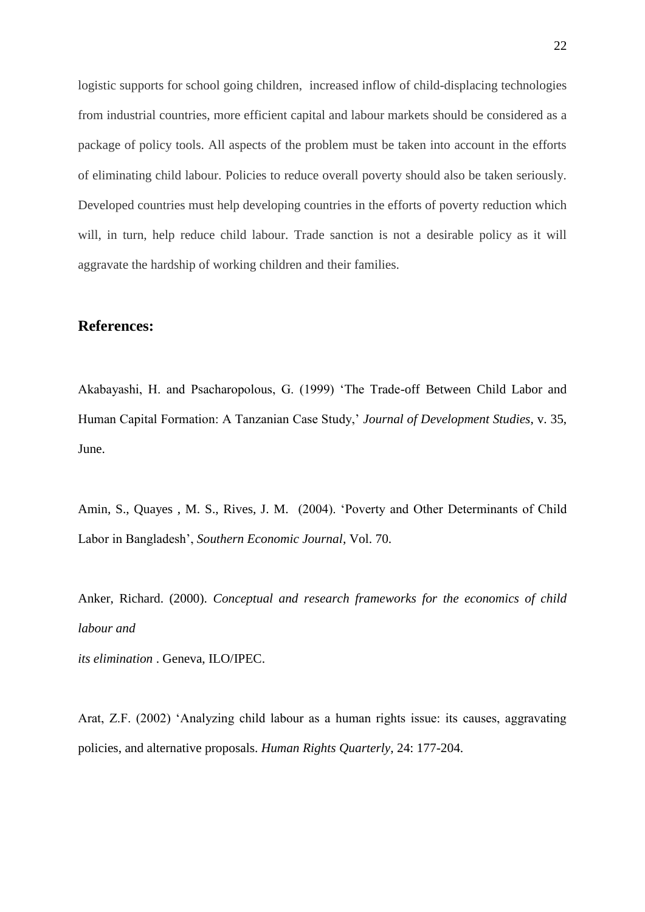logistic supports for school going children, increased inflow of child-displacing technologies from industrial countries, more efficient capital and labour markets should be considered as a package of policy tools. All aspects of the problem must be taken into account in the efforts of eliminating child labour. Policies to reduce overall poverty should also be taken seriously. Developed countries must help developing countries in the efforts of poverty reduction which will, in turn, help reduce child labour. Trade sanction is not a desirable policy as it will aggravate the hardship of working children and their families.

## References:

Akabayashi, H. and Psacharopolous, G. (1999) 'The Trade-off Between Child Labor and Human Capital Formation: A Tanzanian Case Study,' *Journal of Development Studies*, v. 35, June.

Amin, S., Quayes , M. S., Rives, J. M. (2004). 'Poverty and Other Determinants of Child Labor in Bangladesh', *Southern Economic Journal*, Vol. 70.

Anker, Richard. (2000). *Conceptual and research frameworks for the economics of child labour and its elimination* . Geneva, ILO/IPEC.

Arat, Z.F. (2002) 'Analyzing child labour as a human rights issue: its causes, aggravating policies, and alternative proposals. *Human Rights Quarterly*, 24: 177-204.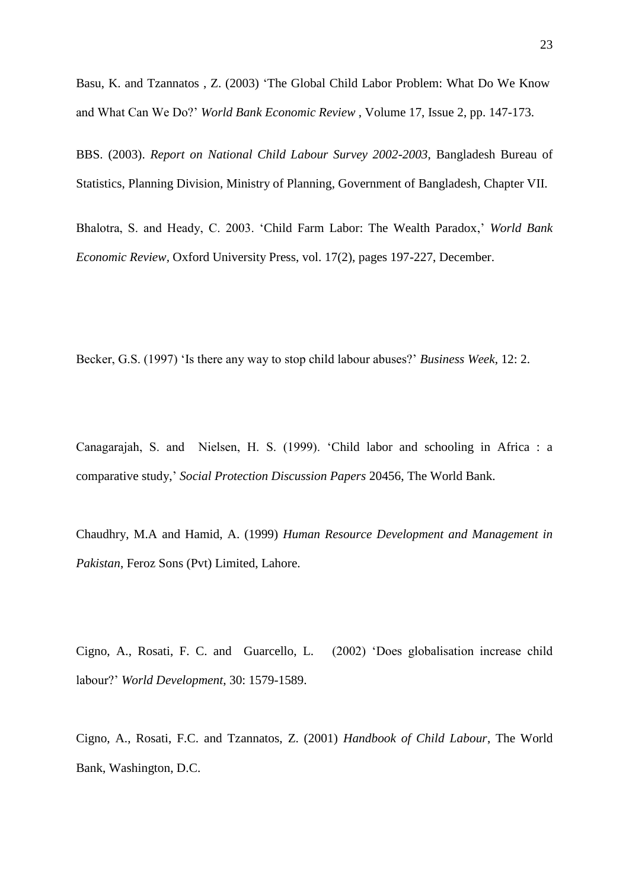Basu, K. and Tzannatos , Z. (2003) 'The Global Child Labor Problem: What Do We Know and What Can We Do?' *World Bank Economic Review* , Volume 17, Issue 2, pp. 147-173.

BBS. (2003). *Report on National Child Labour Survey 2002-2003*, Bangladesh Bureau of Statistics, Planning Division, Ministry of Planning, Government of Bangladesh, Chapter VII.

Bhalotra, S. and Heady, C. 2003. 'Child Farm Labor: The Wealth Paradox,' *World Bank Economic Review*, Oxford University Press, vol. 17(2), pages 197-227, December.

Becker, G.S. (1997) 'Is there any way to stop child labour abuses?' *Business Week*, 12: 2.

Canagarajah, S. and Nielsen, H. S. (1999). 'Child labor and schooling in Africa : a comparative study,' *Social Protection Discussion Papers* 20456, The World Bank.

Chaudhry, M.A and Hamid, A. (1999) *Human Resource Development and Management in Pakistan*, Feroz Sons (Pvt) Limited, Lahore.

Cigno, A., Rosati, F. C. and Guarcello, L. (2002) 'Does globalisation increase child labour?' *World Development*, 30: 1579-1589.

Cigno, A., Rosati, F.C. and Tzannatos, Z. (2001) *Handbook of Child Labour*, The World Bank, Washington, D.C.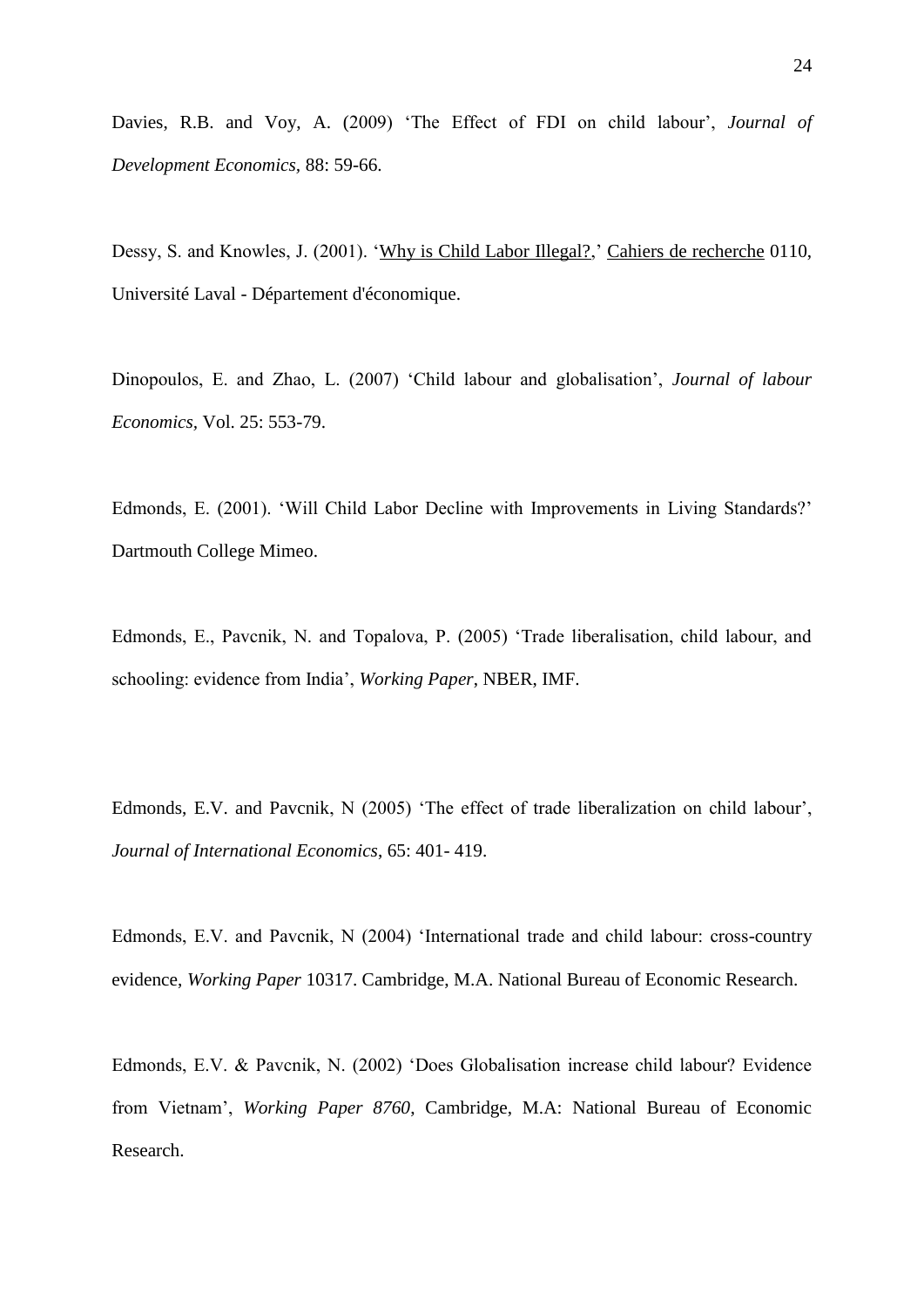Davies, R.B. and Voy, A. (2009) 'The Effect of FDI on child labour', *Journal of Development Economics*, 88: 59-66.

Dessy, S. and Knowles, J. (2001). 'Why is Child Labor Illegal?,' Cahiers de recherche 0110, Université Laval - Département d'économique.

Dinopoulos, E. and Zhao, L. (2007) 'Child labour and globalisation', *Journal of labour Economics*, Vol. 25: 553-79.

Edmonds, E. (2001). 'Will Child Labor Decline with Improvements in Living Standards?' Dartmouth College Mimeo.

Edmonds, E., Pavcnik, N. and Topalova, P. (2005) 'Trade liberalisation, child labour, and schooling: evidence from India', *Working Paper*, NBER, IMF.

Edmonds, E.V. and Pavcnik, N (2005) 'The effect of trade liberalization on child labour', *Journal of International Economics*, 65: 401- 419.

Edmonds, E.V. and Pavcnik, N (2004) 'International trade and child labour: cross-country evidence, *Working Paper* 10317. Cambridge, M.A. National Bureau of Economic Research.

Edmonds, E.V. & Pavcnik, N. (2002) 'Does Globalisation increase child labour? Evidence from Vietnam', *Working Paper 8760*, Cambridge, M.A: National Bureau of Economic Research.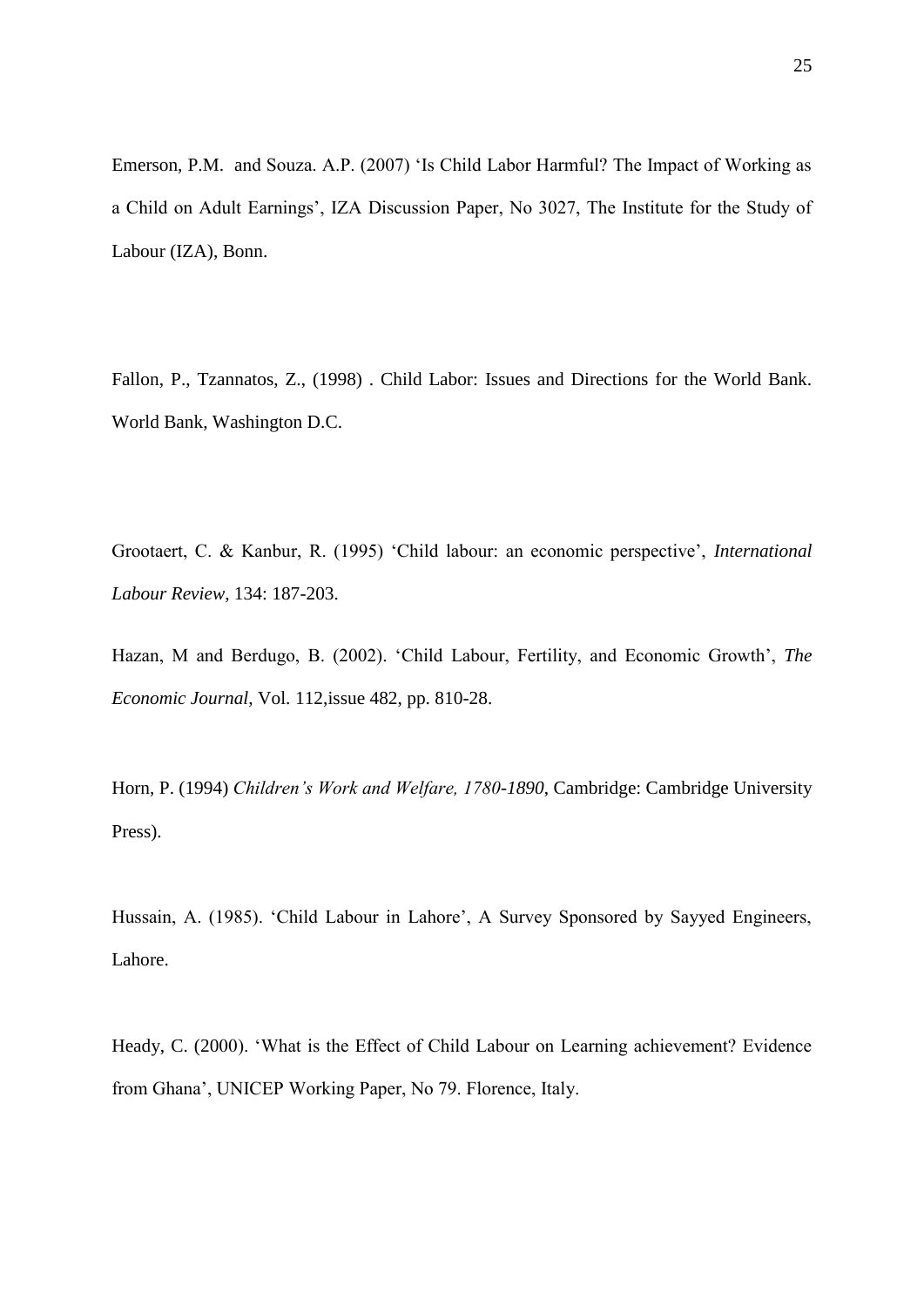Emerson, P.M. and Souza. A.P. (2007) 'Is Child Labor Harmful? The Impact of Working as a Child on Adult Earnings', IZA Discussion Paper, No 3027, The Institute for the Study of Labour (IZA), Bonn.

Fallon, P., Tzannatos, Z., (1998) . Child Labor: Issues and Directions for the World Bank. World Bank, Washington D.C.

Grootaert, C. & Kanbur, R. (1995) 'Child labour: an economic perspective', *International Labour Review*, 134: 187-203.

Hazan, M and Berdugo, B. (2002). 'Child Labour, Fertility, and Economic Growth', *The Economic Journal*, Vol. 112,issue 482, pp. 810-28.

Horn, P. (1994) *Children's Work and Welfare, 1780-1890*, Cambridge: Cambridge University Press).

Hussain, A. (1985). 'Child Labour in Lahore', A Survey Sponsored by Sayyed Engineers, Lahore.

Heady, C. (2000). 'What is the Effect of Child Labour on Learning achievement? Evidence from Ghana', UNICEP Working Paper, No 79. Florence, Italy.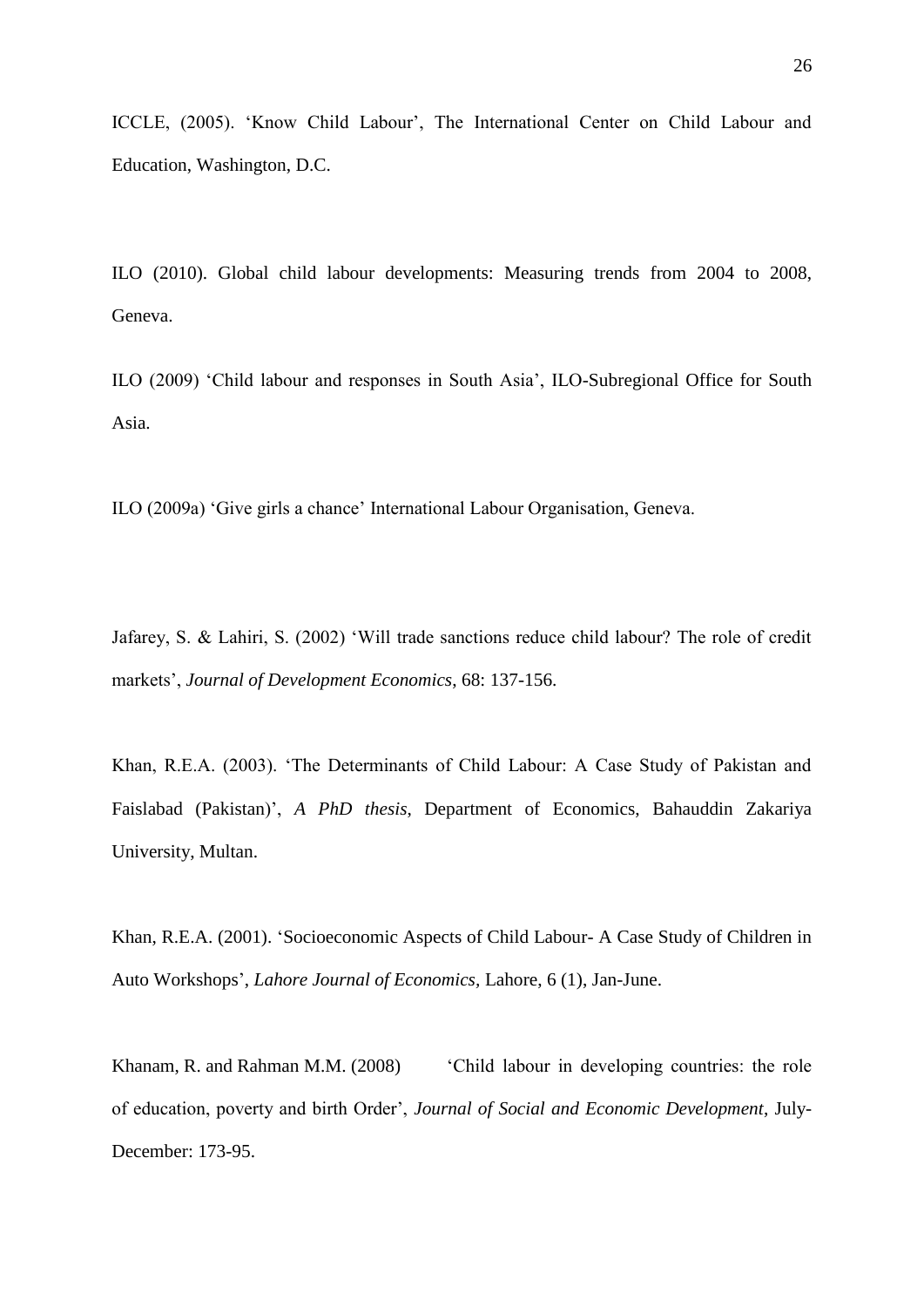ICCLE, (2005). 'Know Child Labour', The International Center on Child Labour and Education, Washington, D.C.

ILO (2010). Global child labour developments: Measuring trends from 2004 to 2008, Geneva.

ILO (2009) 'Child labour and responses in South Asia', ILO-Subregional Office for South Asia.

ILO (2009a) 'Give girls a chance' International Labour Organisation, Geneva.

Jafarey, S. & Lahiri, S. (2002) 'Will trade sanctions reduce child labour? The role of credit markets', *Journal of Development Economics*, 68: 137-156.

Khan, R.E.A. (2003). 'The Determinants of Child Labour: A Case Study of Pakistan and Faislabad (Pakistan)', *A PhD thesis*, Department of Economics, Bahauddin Zakariya University, Multan.

Khan, R.E.A. (2001). 'Socioeconomic Aspects of Child Labour- A Case Study of Children in Auto Workshops', *Lahore Journal of Economics*, Lahore, 6 (1), Jan-June.

Khanam, R. and Rahman M.M. (2008) 'Child labour in developing countries: the role of education, poverty and birth Order', *Journal of Social and Economic Development*, July-December: 173-95.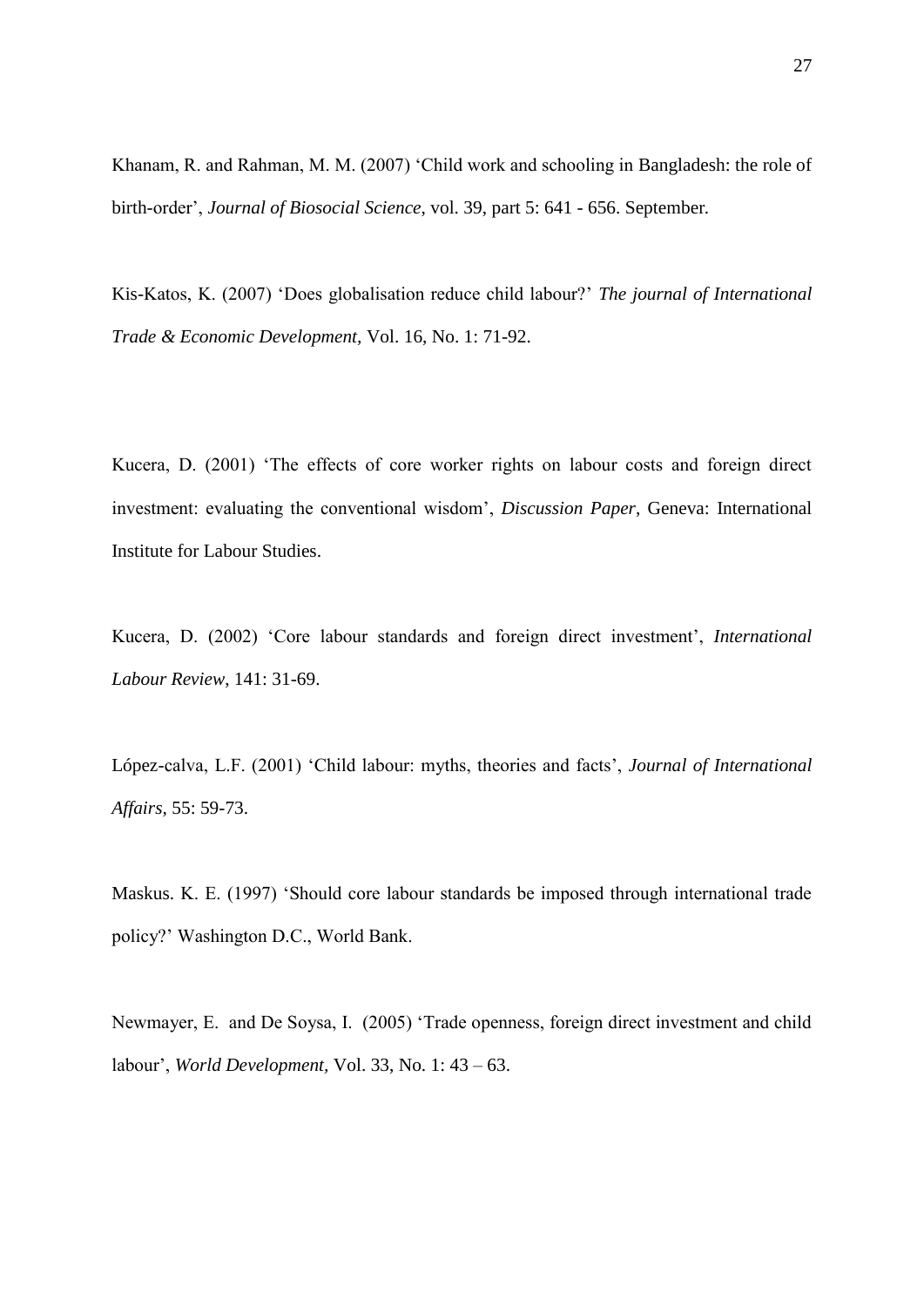Khanam, R. and Rahman, M. M. (2007) 'Child work and schooling in Bangladesh: the role of birth-order', *Journal of Biosocial Science*, vol. 39, part 5: 641 - 656. September.

Kis-Katos, K. (2007) 'Does globalisation reduce child labour?' *The journal of International Trade & Economic Development,* Vol. 16, No. 1: 71-92.

Kucera, D. (2001) 'The effects of core worker rights on labour costs and foreign direct investment: evaluating the conventional wisdom', *Discussion Paper*, Geneva: International Institute for Labour Studies.

Kucera, D. (2002) 'Core labour standards and foreign direct investment', *International Labour Review,* 141: 31-69.

López-calva, L.F. (2001) 'Child labour: myths, theories and facts', *Journal of International Affairs,* 55: 59-73.

Maskus. K. E. (1997) 'Should core labour standards be imposed through international trade policy?' Washington D.C., World Bank.

Newmayer, E. and De Soysa, I. (2005) 'Trade openness, foreign direct investment and child labour', *World Development,* Vol. 33, No. 1: 43 – 63.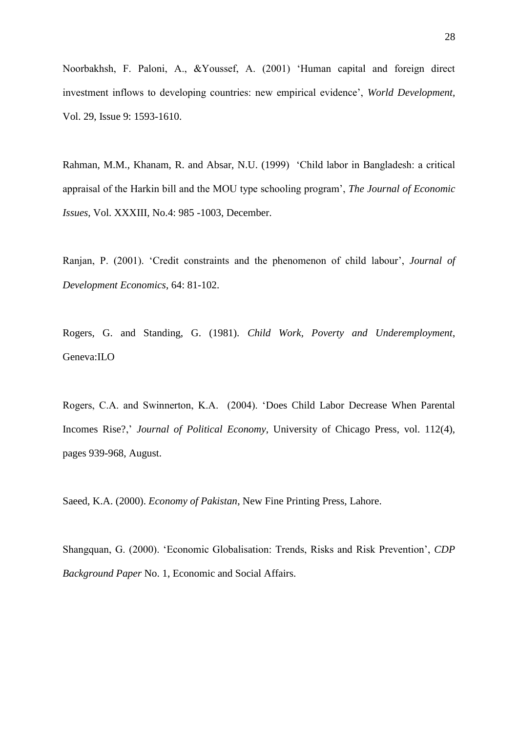Noorbakhsh, F. Paloni, A., &Youssef, A. (2001) 'Human capital and foreign direct investment inflows to developing countries: new empirical evidence', *World Development,* Vol. 29, Issue 9: 1593-1610.

Rahman, M.M., Khanam, R. and Absar, N.U. (1999) 'Child labor in Bangladesh: a critical appraisal of the Harkin bill and the MOU type schooling program', *The Journal of Economic Issues*, Vol. XXXIII, No.4: 985 -1003, December.

Ranjan, P. (2001). 'Credit constraints and the phenomenon of child labour', *Journal of Development Economics*, 64: 81-102.

Rogers, G. and Standing, G. (1981). *Child Work, Poverty and Underemployment*, Geneva:ILO

Rogers, C.A. and Swinnerton, K.A. (2004). 'Does Child Labor Decrease When Parental Incomes Rise?,' *Journal of Political Economy*, University of Chicago Press, vol. 112(4), pages 939-968, August.

Saeed, K.A. (2000). *Economy of Pakistan*, New Fine Printing Press, Lahore.

Shangquan, G. (2000). 'Economic Globalisation: Trends, Risks and Risk Prevention', *CDP Background Paper* No. 1, Economic and Social Affairs.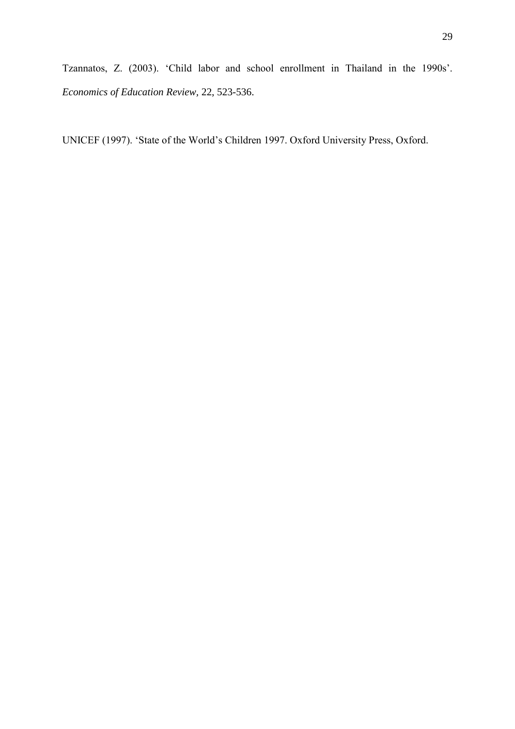Tzannatos, Z. (2003). 'Child labor and school enrollment in Thailand in the 1990s'. *Economics of Education Review,* 22, 523-536.

UNICEF (1997). 'State of the World's Children 1997. Oxford University Press, Oxford.